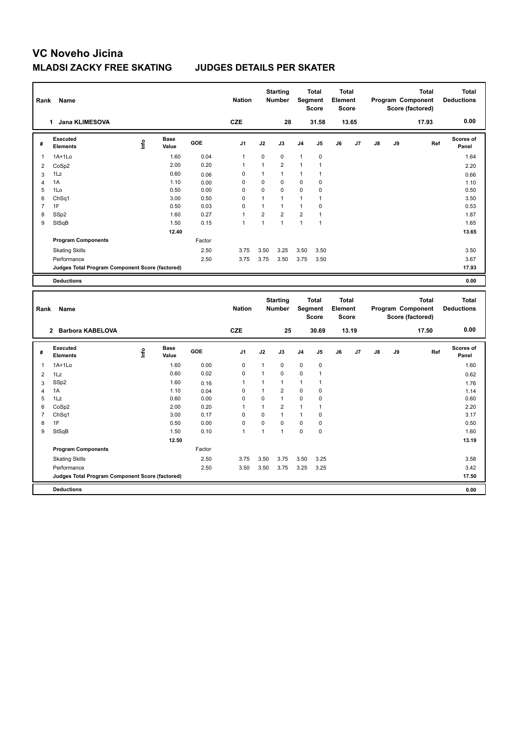# VC Noveho Jicina

## MLADSI ZACKY FREE SKATING — JUDGES DETAILS PER SKATER

| Rank | Name | Nation | Starting Number | Total Segment Score | Total Element Score | Total Program Component Score (factored) | Total Deductions |
|---|---|---|---|---|---|---|---|
| 1 | Jana KLIMESOVA | CZE | 28 | 31.58 | 13.65 | 17.93 | 0.00 |

| # | Executed Elements | Info | Base Value | GOE | J1 | J2 | J3 | J4 | J5 | J6 | J7 | J8 | J9 | Ref | Scores of Panel |
|---|---|---|---|---|---|---|---|---|---|---|---|---|---|---|---|
| 1 | 1A+1Lo | | 1.60 | 0.04 | 1 | 0 | 0 | 1 | 0 | | | | | | 1.64 |
| 2 | CoSp2 | | 2.00 | 0.20 | 1 | 1 | 2 | 1 | 1 | | | | | | 2.20 |
| 3 | 1Lz | | 0.60 | 0.06 | 0 | 1 | 1 | 1 | 1 | | | | | | 0.66 |
| 4 | 1A | | 1.10 | 0.00 | 0 | 0 | 0 | 0 | 0 | | | | | | 1.10 |
| 5 | 1Lo | | 0.50 | 0.00 | 0 | 0 | 0 | 0 | 0 | | | | | | 0.50 |
| 6 | ChSq1 | | 3.00 | 0.50 | 0 | 1 | 1 | 1 | 1 | | | | | | 3.50 |
| 7 | 1F | | 0.50 | 0.03 | 0 | 1 | 1 | 1 | 0 | | | | | | 0.53 |
| 8 | SSp2 | | 1.60 | 0.27 | 1 | 2 | 2 | 2 | 1 | | | | | | 1.87 |
| 9 | StSqB | | 1.50 | 0.15 | 1 | 1 | 1 | 1 | 1 | | | | | | 1.65 |
| | | | 12.40 | | | | | | | | | | | | 13.65 |
| | **Program Components** | | | Factor | | | | | | | | | | | |
| | Skating Skills | | | 2.50 | 3.75 | 3.50 | 3.25 | 3.50 | 3.50 | | | | | | 3.50 |
| | Performance | | | 2.50 | 3.75 | 3.75 | 3.50 | 3.75 | 3.50 | | | | | | 3.67 |
| | **Judges Total Program Component Score (factored)** | | | | | | | | | | | | | | 17.93 |
| | **Deductions** | | | | | | | | | | | | | | 0.00 |

| Rank | Name | Nation | Starting Number | Total Segment Score | Total Element Score | Total Program Component Score (factored) | Total Deductions |
|---|---|---|---|---|---|---|---|
| 2 | Barbora KABELOVA | CZE | 25 | 30.69 | 13.19 | 17.50 | 0.00 |

| # | Executed Elements | Info | Base Value | GOE | J1 | J2 | J3 | J4 | J5 | J6 | J7 | J8 | J9 | Ref | Scores of Panel |
|---|---|---|---|---|---|---|---|---|---|---|---|---|---|---|---|
| 1 | 1A+1Lo | | 1.60 | 0.00 | 0 | 1 | 0 | 0 | 0 | | | | | | 1.60 |
| 2 | 1Lz | | 0.60 | 0.02 | 0 | 1 | 0 | 0 | 1 | | | | | | 0.62 |
| 3 | SSp2 | | 1.60 | 0.16 | 1 | 1 | 1 | 1 | 1 | | | | | | 1.76 |
| 4 | 1A | | 1.10 | 0.04 | 0 | 1 | 2 | 0 | 0 | | | | | | 1.14 |
| 5 | 1Lz | | 0.60 | 0.00 | 0 | 0 | 1 | 0 | 0 | | | | | | 0.60 |
| 6 | CoSp2 | | 2.00 | 0.20 | 1 | 1 | 2 | 1 | 1 | | | | | | 2.20 |
| 7 | ChSq1 | | 3.00 | 0.17 | 0 | 0 | 1 | 1 | 0 | | | | | | 3.17 |
| 8 | 1F | | 0.50 | 0.00 | 0 | 0 | 0 | 0 | 0 | | | | | | 0.50 |
| 9 | StSqB | | 1.50 | 0.10 | 1 | 1 | 1 | 0 | 0 | | | | | | 1.60 |
| | | | 12.50 | | | | | | | | | | | | 13.19 |
| | **Program Components** | | | Factor | | | | | | | | | | | |
| | Skating Skills | | | 2.50 | 3.75 | 3.50 | 3.75 | 3.50 | 3.25 | | | | | | 3.58 |
| | Performance | | | 2.50 | 3.50 | 3.50 | 3.75 | 3.25 | 3.25 | | | | | | 3.42 |
| | **Judges Total Program Component Score (factored)** | | | | | | | | | | | | | | 17.50 |
| | **Deductions** | | | | | | | | | | | | | | 0.00 |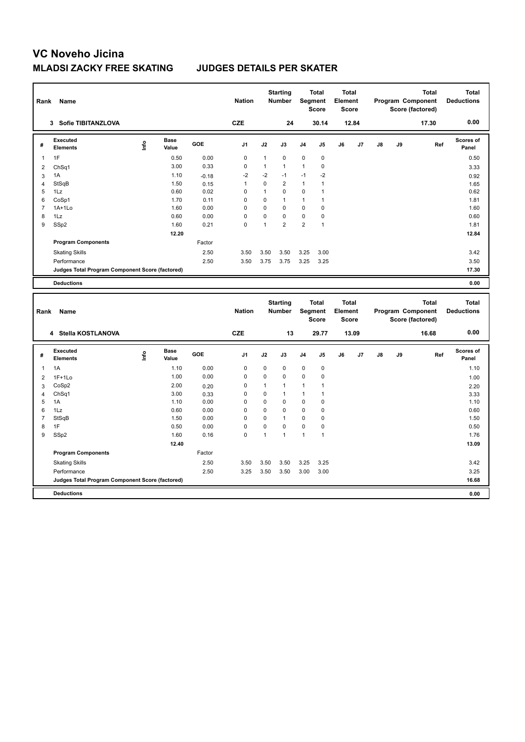# VC Noveho Jicina

## MLADSI ZACKY FREE SKATING JUDGES DETAILS PER SKATER

| Rank | Name | Nation | Starting Number | Total Segment Score | Total Element Score | Total Program Component Score (factored) | Total Deductions |
|---|---|---|---|---|---|---|---|
| 3 | Sofie TIBITANZLOVA | CZE | 24 | 30.14 | 12.84 | 17.30 | 0.00 |

| # | Executed Elements | Info | Base Value | GOE | J1 | J2 | J3 | J4 | J5 | J6 | J7 | J8 | J9 | Ref | Scores of Panel |
|---|---|---|---|---|---|---|---|---|---|---|---|---|---|---|---|
| 1 | 1F | | 0.50 | 0.00 | 0 | 1 | 0 | 0 | 0 | | | | | | 0.50 |
| 2 | ChSq1 | | 3.00 | 0.33 | 0 | 1 | 1 | 1 | 0 | | | | | | 3.33 |
| 3 | 1A | | 1.10 | -0.18 | -2 | -2 | -1 | -1 | -2 | | | | | | 0.92 |
| 4 | StSqB | | 1.50 | 0.15 | 1 | 0 | 2 | 1 | 1 | | | | | | 1.65 |
| 5 | 1Lz | | 0.60 | 0.02 | 0 | 1 | 0 | 0 | 1 | | | | | | 0.62 |
| 6 | CoSp1 | | 1.70 | 0.11 | 0 | 0 | 1 | 1 | 1 | | | | | | 1.81 |
| 7 | 1A+1Lo | | 1.60 | 0.00 | 0 | 0 | 0 | 0 | 0 | | | | | | 1.60 |
| 8 | 1Lz | | 0.60 | 0.00 | 0 | 0 | 0 | 0 | 0 | | | | | | 0.60 |
| 9 | SSp2 | | 1.60 | 0.21 | 0 | 1 | 2 | 2 | 1 | | | | | | 1.81 |
| | | | 12.20 | | | | | | | | | | | | 12.84 |
| | **Program Components** | | | Factor | | | | | | | | | | | |
| | Skating Skills | | | 2.50 | 3.50 | 3.50 | 3.50 | 3.25 | 3.00 | | | | | | 3.42 |
| | Performance | | | 2.50 | 3.50 | 3.75 | 3.75 | 3.25 | 3.25 | | | | | | 3.50 |
| | **Judges Total Program Component Score (factored)** | | | | | | | | | | | | | | 17.30 |
| | **Deductions** | | | | | | | | | | | | | | 0.00 |

| Rank | Name | Nation | Starting Number | Total Segment Score | Total Element Score | Total Program Component Score (factored) | Total Deductions |
|---|---|---|---|---|---|---|---|
| 4 | Stella KOSTLANOVA | CZE | 13 | 29.77 | 13.09 | 16.68 | 0.00 |

| # | Executed Elements | Info | Base Value | GOE | J1 | J2 | J3 | J4 | J5 | J6 | J7 | J8 | J9 | Ref | Scores of Panel |
|---|---|---|---|---|---|---|---|---|---|---|---|---|---|---|---|
| 1 | 1A | | 1.10 | 0.00 | 0 | 0 | 0 | 0 | 0 | | | | | | 1.10 |
| 2 | 1F+1Lo | | 1.00 | 0.00 | 0 | 0 | 0 | 0 | 0 | | | | | | 1.00 |
| 3 | CoSp2 | | 2.00 | 0.20 | 0 | 1 | 1 | 1 | 1 | | | | | | 2.20 |
| 4 | ChSq1 | | 3.00 | 0.33 | 0 | 0 | 1 | 1 | 1 | | | | | | 3.33 |
| 5 | 1A | | 1.10 | 0.00 | 0 | 0 | 0 | 0 | 0 | | | | | | 1.10 |
| 6 | 1Lz | | 0.60 | 0.00 | 0 | 0 | 0 | 0 | 0 | | | | | | 0.60 |
| 7 | StSqB | | 1.50 | 0.00 | 0 | 0 | 1 | 0 | 0 | | | | | | 1.50 |
| 8 | 1F | | 0.50 | 0.00 | 0 | 0 | 0 | 0 | 0 | | | | | | 0.50 |
| 9 | SSp2 | | 1.60 | 0.16 | 0 | 1 | 1 | 1 | 1 | | | | | | 1.76 |
| | | | 12.40 | | | | | | | | | | | | 13.09 |
| | **Program Components** | | | Factor | | | | | | | | | | | |
| | Skating Skills | | | 2.50 | 3.50 | 3.50 | 3.50 | 3.25 | 3.25 | | | | | | 3.42 |
| | Performance | | | 2.50 | 3.25 | 3.50 | 3.50 | 3.00 | 3.00 | | | | | | 3.25 |
| | **Judges Total Program Component Score (factored)** | | | | | | | | | | | | | | 16.68 |
| | **Deductions** | | | | | | | | | | | | | | 0.00 |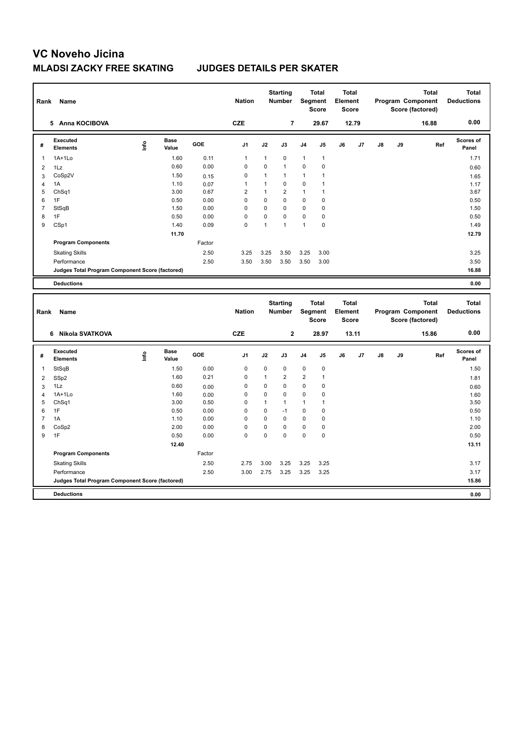# VC Noveho Jicina

## MLADSI ZACKY FREE SKATING JUDGES DETAILS PER SKATER

| Rank | Name | Nation | Starting Number | Total Segment Score | Total Element Score | Total Program Component Score (factored) | Total Deductions |
|---|---|---|---|---|---|---|---|
| 5 | Anna KOCIBOVA | CZE | 7 | 29.67 | 12.79 | 16.88 | 0.00 |

| # | Executed Elements | Info | Base Value | GOE | J1 | J2 | J3 | J4 | J5 | J6 | J7 | J8 | J9 | Ref | Scores of Panel |
|---|---|---|---|---|---|---|---|---|---|---|---|---|---|---|---|
| 1 | 1A+1Lo | | 1.60 | 0.11 | 1 | 1 | 0 | 1 | 1 | | | | | | 1.71 |
| 2 | 1Lz | | 0.60 | 0.00 | 0 | 0 | 1 | 0 | 0 | | | | | | 0.60 |
| 3 | CoSp2V | | 1.50 | 0.15 | 0 | 1 | 1 | 1 | 1 | | | | | | 1.65 |
| 4 | 1A | | 1.10 | 0.07 | 1 | 1 | 0 | 0 | 1 | | | | | | 1.17 |
| 5 | ChSq1 | | 3.00 | 0.67 | 2 | 1 | 2 | 1 | 1 | | | | | | 3.67 |
| 6 | 1F | | 0.50 | 0.00 | 0 | 0 | 0 | 0 | 0 | | | | | | 0.50 |
| 7 | StSqB | | 1.50 | 0.00 | 0 | 0 | 0 | 0 | 0 | | | | | | 1.50 |
| 8 | 1F | | 0.50 | 0.00 | 0 | 0 | 0 | 0 | 0 | | | | | | 0.50 |
| 9 | CSp1 | | 1.40 | 0.09 | 0 | 1 | 1 | 1 | 0 | | | | | | 1.49 |
| | | | 11.70 | | | | | | | | | | | | 12.79 |
| | **Program Components** | | | Factor | | | | | | | | | | | |
| | Skating Skills | | | 2.50 | 3.25 | 3.25 | 3.50 | 3.25 | 3.00 | | | | | | 3.25 |
| | Performance | | | 2.50 | 3.50 | 3.50 | 3.50 | 3.50 | 3.00 | | | | | | 3.50 |
| | **Judges Total Program Component Score (factored)** | | | | | | | | | | | | | | 16.88 |
| | **Deductions** | | | | | | | | | | | | | | 0.00 |

| Rank | Name | Nation | Starting Number | Total Segment Score | Total Element Score | Total Program Component Score (factored) | Total Deductions |
|---|---|---|---|---|---|---|---|
| 6 | Nikola SVATKOVA | CZE | 2 | 28.97 | 13.11 | 15.86 | 0.00 |

| # | Executed Elements | Info | Base Value | GOE | J1 | J2 | J3 | J4 | J5 | J6 | J7 | J8 | J9 | Ref | Scores of Panel |
|---|---|---|---|---|---|---|---|---|---|---|---|---|---|---|---|
| 1 | StSqB | | 1.50 | 0.00 | 0 | 0 | 0 | 0 | 0 | | | | | | 1.50 |
| 2 | SSp2 | | 1.60 | 0.21 | 0 | 1 | 2 | 2 | 1 | | | | | | 1.81 |
| 3 | 1Lz | | 0.60 | 0.00 | 0 | 0 | 0 | 0 | 0 | | | | | | 0.60 |
| 4 | 1A+1Lo | | 1.60 | 0.00 | 0 | 0 | 0 | 0 | 0 | | | | | | 1.60 |
| 5 | ChSq1 | | 3.00 | 0.50 | 0 | 1 | 1 | 1 | 1 | | | | | | 3.50 |
| 6 | 1F | | 0.50 | 0.00 | 0 | 0 | -1 | 0 | 0 | | | | | | 0.50 |
| 7 | 1A | | 1.10 | 0.00 | 0 | 0 | 0 | 0 | 0 | | | | | | 1.10 |
| 8 | CoSp2 | | 2.00 | 0.00 | 0 | 0 | 0 | 0 | 0 | | | | | | 2.00 |
| 9 | 1F | | 0.50 | 0.00 | 0 | 0 | 0 | 0 | 0 | | | | | | 0.50 |
| | | | 12.40 | | | | | | | | | | | | 13.11 |
| | **Program Components** | | | Factor | | | | | | | | | | | |
| | Skating Skills | | | 2.50 | 2.75 | 3.00 | 3.25 | 3.25 | 3.25 | | | | | | 3.17 |
| | Performance | | | 2.50 | 3.00 | 2.75 | 3.25 | 3.25 | 3.25 | | | | | | 3.17 |
| | **Judges Total Program Component Score (factored)** | | | | | | | | | | | | | | 15.86 |
| | **Deductions** | | | | | | | | | | | | | | 0.00 |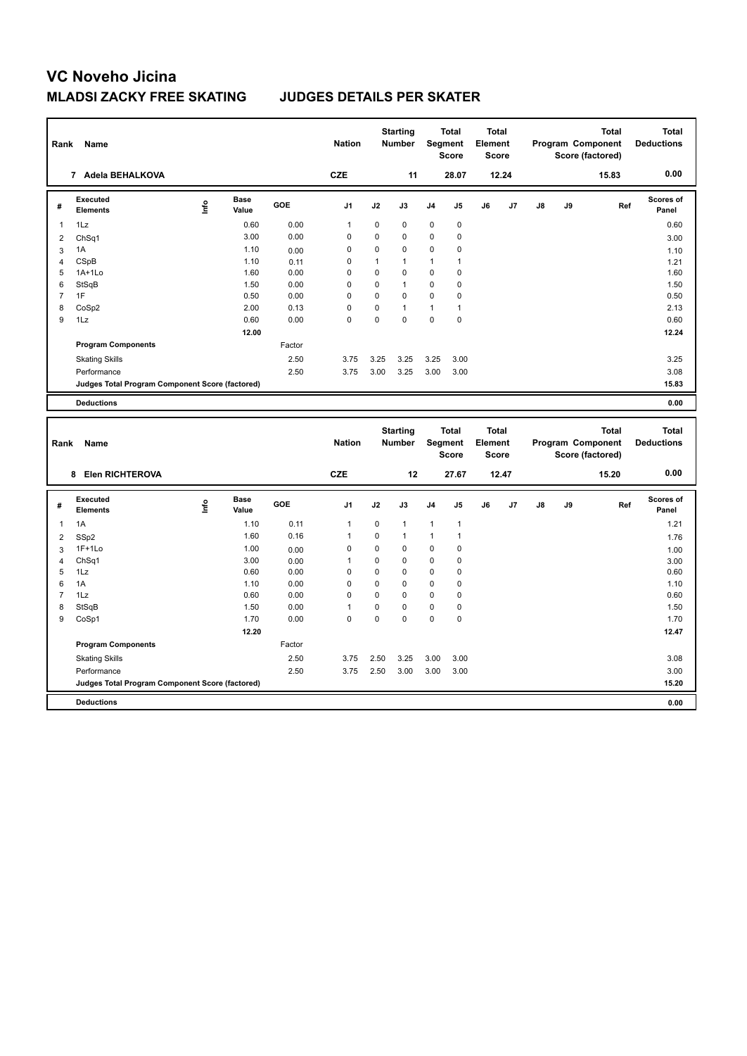# VC Noveho Jicina

## MLADSI ZACKY FREE SKATING JUDGES DETAILS PER SKATER

| Rank | Name | Nation | Starting Number | Total Segment Score | Total Element Score | Total Program Component Score (factored) | Total Deductions |
|---|---|---|---|---|---|---|---|
| 7 | Adela BEHALKOVA | CZE | 11 | 28.07 | 12.24 | 15.83 | 0.00 |

| # | Executed Elements | Info | Base Value | GOE | J1 | J2 | J3 | J4 | J5 | J6 | J7 | J8 | J9 | Ref | Scores of Panel |
|---|---|---|---|---|---|---|---|---|---|---|---|---|---|---|---|
| 1 | 1Lz | | 0.60 | 0.00 | 1 | 0 | 0 | 0 | 0 | | | | | | 0.60 |
| 2 | ChSq1 | | 3.00 | 0.00 | 0 | 0 | 0 | 0 | 0 | | | | | | 3.00 |
| 3 | 1A | | 1.10 | 0.00 | 0 | 0 | 0 | 0 | 0 | | | | | | 1.10 |
| 4 | CSpB | | 1.10 | 0.11 | 0 | 1 | 1 | 1 | 1 | | | | | | 1.21 |
| 5 | 1A+1Lo | | 1.60 | 0.00 | 0 | 0 | 0 | 0 | 0 | | | | | | 1.60 |
| 6 | StSqB | | 1.50 | 0.00 | 0 | 0 | 1 | 0 | 0 | | | | | | 1.50 |
| 7 | 1F | | 0.50 | 0.00 | 0 | 0 | 0 | 0 | 0 | | | | | | 0.50 |
| 8 | CoSp2 | | 2.00 | 0.13 | 0 | 0 | 1 | 1 | 1 | | | | | | 2.13 |
| 9 | 1Lz | | 0.60 | 0.00 | 0 | 0 | 0 | 0 | 0 | | | | | | 0.60 |
| | | | 12.00 | | | | | | | | | | | | 12.24 |
| | **Program Components** | | | Factor | | | | | | | | | | | |
| | Skating Skills | | | 2.50 | 3.75 | 3.25 | 3.25 | 3.25 | 3.00 | | | | | | 3.25 |
| | Performance | | | 2.50 | 3.75 | 3.00 | 3.25 | 3.00 | 3.00 | | | | | | 3.08 |
| | **Judges Total Program Component Score (factored)** | | | | | | | | | | | | | | 15.83 |
| | **Deductions** | | | | | | | | | | | | | | 0.00 |

| Rank | Name | Nation | Starting Number | Total Segment Score | Total Element Score | Total Program Component Score (factored) | Total Deductions |
|---|---|---|---|---|---|---|---|
| 8 | Elen RICHTEROVA | CZE | 12 | 27.67 | 12.47 | 15.20 | 0.00 |

| # | Executed Elements | Info | Base Value | GOE | J1 | J2 | J3 | J4 | J5 | J6 | J7 | J8 | J9 | Ref | Scores of Panel |
|---|---|---|---|---|---|---|---|---|---|---|---|---|---|---|---|
| 1 | 1A | | 1.10 | 0.11 | 1 | 0 | 1 | 1 | 1 | | | | | | 1.21 |
| 2 | SSp2 | | 1.60 | 0.16 | 1 | 0 | 1 | 1 | 1 | | | | | | 1.76 |
| 3 | 1F+1Lo | | 1.00 | 0.00 | 0 | 0 | 0 | 0 | 0 | | | | | | 1.00 |
| 4 | ChSq1 | | 3.00 | 0.00 | 1 | 0 | 0 | 0 | 0 | | | | | | 3.00 |
| 5 | 1Lz | | 0.60 | 0.00 | 0 | 0 | 0 | 0 | 0 | | | | | | 0.60 |
| 6 | 1A | | 1.10 | 0.00 | 0 | 0 | 0 | 0 | 0 | | | | | | 1.10 |
| 7 | 1Lz | | 0.60 | 0.00 | 0 | 0 | 0 | 0 | 0 | | | | | | 0.60 |
| 8 | StSqB | | 1.50 | 0.00 | 1 | 0 | 0 | 0 | 0 | | | | | | 1.50 |
| 9 | CoSp1 | | 1.70 | 0.00 | 0 | 0 | 0 | 0 | 0 | | | | | | 1.70 |
| | | | 12.20 | | | | | | | | | | | | 12.47 |
| | **Program Components** | | | Factor | | | | | | | | | | | |
| | Skating Skills | | | 2.50 | 3.75 | 2.50 | 3.25 | 3.00 | 3.00 | | | | | | 3.08 |
| | Performance | | | 2.50 | 3.75 | 2.50 | 3.00 | 3.00 | 3.00 | | | | | | 3.00 |
| | **Judges Total Program Component Score (factored)** | | | | | | | | | | | | | | 15.20 |
| | **Deductions** | | | | | | | | | | | | | | 0.00 |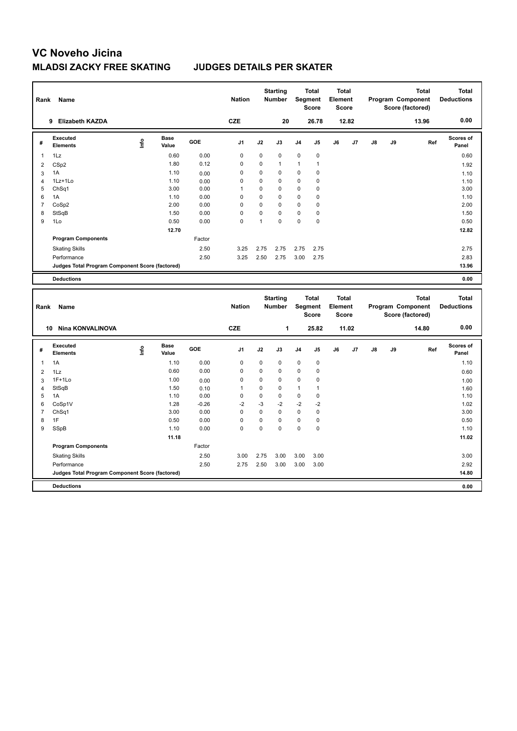# VC Noveho Jicina

## MLADSI ZACKY FREE SKATING　　JUDGES DETAILS PER SKATER

| Rank | Name | Nation | Starting Number | Total Segment Score | Total Element Score | Total Program Component Score (factored) | Total Deductions |
|---|---|---|---|---|---|---|---|
| 9 | Elizabeth KAZDA | CZE | 20 | 26.78 | 12.82 | 13.96 | 0.00 |

| # | Executed Elements | Info | Base Value | GOE | J1 | J2 | J3 | J4 | J5 | J6 | J7 | J8 | J9 | Ref | Scores of Panel |
|---|---|---|---|---|---|---|---|---|---|---|---|---|---|---|---|
| 1 | 1Lz | | 0.60 | 0.00 | 0 | 0 | 0 | 0 | 0 | | | | | | 0.60 |
| 2 | CSp2 | | 1.80 | 0.12 | 0 | 0 | 1 | 1 | 1 | | | | | | 1.92 |
| 3 | 1A | | 1.10 | 0.00 | 0 | 0 | 0 | 0 | 0 | | | | | | 1.10 |
| 4 | 1Lz+1Lo | | 1.10 | 0.00 | 0 | 0 | 0 | 0 | 0 | | | | | | 1.10 |
| 5 | ChSq1 | | 3.00 | 0.00 | 1 | 0 | 0 | 0 | 0 | | | | | | 3.00 |
| 6 | 1A | | 1.10 | 0.00 | 0 | 0 | 0 | 0 | 0 | | | | | | 1.10 |
| 7 | CoSp2 | | 2.00 | 0.00 | 0 | 0 | 0 | 0 | 0 | | | | | | 2.00 |
| 8 | StSqB | | 1.50 | 0.00 | 0 | 0 | 0 | 0 | 0 | | | | | | 1.50 |
| 9 | 1Lo | | 0.50 | 0.00 | 0 | 1 | 0 | 0 | 0 | | | | | | 0.50 |
| | | | 12.70 | | | | | | | | | | | | 12.82 |
| | **Program Components** | | | Factor | | | | | | | | | | | |
| | Skating Skills | | | 2.50 | 3.25 | 2.75 | 2.75 | 2.75 | 2.75 | | | | | | 2.75 |
| | Performance | | | 2.50 | 3.25 | 2.50 | 2.75 | 3.00 | 2.75 | | | | | | 2.83 |
| | **Judges Total Program Component Score (factored)** | | | | | | | | | | | | | | 13.96 |
| | **Deductions** | | | | | | | | | | | | | | 0.00 |

| Rank | Name | Nation | Starting Number | Total Segment Score | Total Element Score | Total Program Component Score (factored) | Total Deductions |
|---|---|---|---|---|---|---|---|
| 10 | Nina KONVALINOVA | CZE | 1 | 25.82 | 11.02 | 14.80 | 0.00 |

| # | Executed Elements | Info | Base Value | GOE | J1 | J2 | J3 | J4 | J5 | J6 | J7 | J8 | J9 | Ref | Scores of Panel |
|---|---|---|---|---|---|---|---|---|---|---|---|---|---|---|---|
| 1 | 1A | | 1.10 | 0.00 | 0 | 0 | 0 | 0 | 0 | | | | | | 1.10 |
| 2 | 1Lz | | 0.60 | 0.00 | 0 | 0 | 0 | 0 | 0 | | | | | | 0.60 |
| 3 | 1F+1Lo | | 1.00 | 0.00 | 0 | 0 | 0 | 0 | 0 | | | | | | 1.00 |
| 4 | StSqB | | 1.50 | 0.10 | 1 | 0 | 0 | 1 | 1 | | | | | | 1.60 |
| 5 | 1A | | 1.10 | 0.00 | 0 | 0 | 0 | 0 | 0 | | | | | | 1.10 |
| 6 | CoSp1V | | 1.28 | -0.26 | -2 | -3 | -2 | -2 | -2 | | | | | | 1.02 |
| 7 | ChSq1 | | 3.00 | 0.00 | 0 | 0 | 0 | 0 | 0 | | | | | | 3.00 |
| 8 | 1F | | 0.50 | 0.00 | 0 | 0 | 0 | 0 | 0 | | | | | | 0.50 |
| 9 | SSpB | | 1.10 | 0.00 | 0 | 0 | 0 | 0 | 0 | | | | | | 1.10 |
| | | | 11.18 | | | | | | | | | | | | 11.02 |
| | **Program Components** | | | Factor | | | | | | | | | | | |
| | Skating Skills | | | 2.50 | 3.00 | 2.75 | 3.00 | 3.00 | 3.00 | | | | | | 3.00 |
| | Performance | | | 2.50 | 2.75 | 2.50 | 3.00 | 3.00 | 3.00 | | | | | | 2.92 |
| | **Judges Total Program Component Score (factored)** | | | | | | | | | | | | | | 14.80 |
| | **Deductions** | | | | | | | | | | | | | | 0.00 |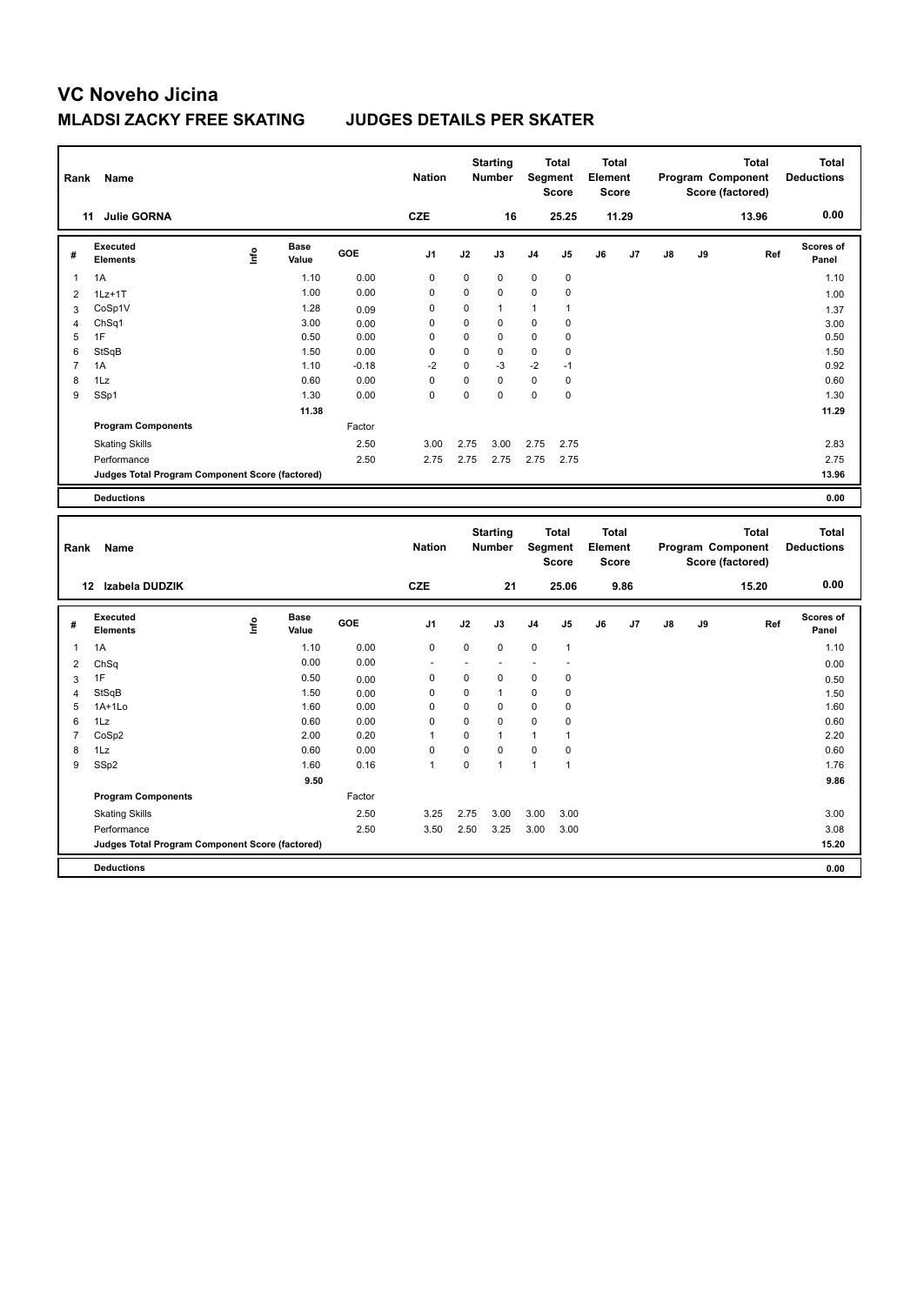# VC Noveho Jicina

## MLADSI ZACKY FREE SKATING JUDGES DETAILS PER SKATER

| Rank | Name | Nation | Starting Number | Total Segment Score | Total Element Score | Total Program Component Score (factored) | Total Deductions |
|---|---|---|---|---|---|---|---|
| 11 | Julie GORNA | CZE | 16 | 25.25 | 11.29 | 13.96 | 0.00 |

| # | Executed Elements | Info | Base Value | GOE | J1 | J2 | J3 | J4 | J5 | J6 | J7 | J8 | J9 | Ref | Scores of Panel |
|---|---|---|---|---|---|---|---|---|---|---|---|---|---|---|---|
| 1 | 1A | | 1.10 | 0.00 | 0 | 0 | 0 | 0 | 0 | | | | | | 1.10 |
| 2 | 1Lz+1T | | 1.00 | 0.00 | 0 | 0 | 0 | 0 | 0 | | | | | | 1.00 |
| 3 | CoSp1V | | 1.28 | 0.09 | 0 | 0 | 1 | 1 | 1 | | | | | | 1.37 |
| 4 | ChSq1 | | 3.00 | 0.00 | 0 | 0 | 0 | 0 | 0 | | | | | | 3.00 |
| 5 | 1F | | 0.50 | 0.00 | 0 | 0 | 0 | 0 | 0 | | | | | | 0.50 |
| 6 | StSqB | | 1.50 | 0.00 | 0 | 0 | 0 | 0 | 0 | | | | | | 1.50 |
| 7 | 1A | | 1.10 | -0.18 | -2 | 0 | -3 | -2 | -1 | | | | | | 0.92 |
| 8 | 1Lz | | 0.60 | 0.00 | 0 | 0 | 0 | 0 | 0 | | | | | | 0.60 |
| 9 | SSp1 | | 1.30 | 0.00 | 0 | 0 | 0 | 0 | 0 | | | | | | 1.30 |
| | | | 11.38 | | | | | | | | | | | | 11.29 |
| | **Program Components** | | | Factor | | | | | | | | | | | |
| | Skating Skills | | | 2.50 | 3.00 | 2.75 | 3.00 | 2.75 | 2.75 | | | | | | 2.83 |
| | Performance | | | 2.50 | 2.75 | 2.75 | 2.75 | 2.75 | 2.75 | | | | | | 2.75 |
| | **Judges Total Program Component Score (factored)** | | | | | | | | | | | | | | 13.96 |
| | **Deductions** | | | | | | | | | | | | | | 0.00 |

| Rank | Name | Nation | Starting Number | Total Segment Score | Total Element Score | Total Program Component Score (factored) | Total Deductions |
|---|---|---|---|---|---|---|---|
| 12 | Izabela DUDZIK | CZE | 21 | 25.06 | 9.86 | 15.20 | 0.00 |

| # | Executed Elements | Info | Base Value | GOE | J1 | J2 | J3 | J4 | J5 | J6 | J7 | J8 | J9 | Ref | Scores of Panel |
|---|---|---|---|---|---|---|---|---|---|---|---|---|---|---|---|
| 1 | 1A | | 1.10 | 0.00 | 0 | 0 | 0 | 0 | 1 | | | | | | 1.10 |
| 2 | ChSq | | 0.00 | 0.00 | - | - | - | - | - | | | | | | 0.00 |
| 3 | 1F | | 0.50 | 0.00 | 0 | 0 | 0 | 0 | 0 | | | | | | 0.50 |
| 4 | StSqB | | 1.50 | 0.00 | 0 | 0 | 1 | 0 | 0 | | | | | | 1.50 |
| 5 | 1A+1Lo | | 1.60 | 0.00 | 0 | 0 | 0 | 0 | 0 | | | | | | 1.60 |
| 6 | 1Lz | | 0.60 | 0.00 | 0 | 0 | 0 | 0 | 0 | | | | | | 0.60 |
| 7 | CoSp2 | | 2.00 | 0.20 | 1 | 0 | 1 | 1 | 1 | | | | | | 2.20 |
| 8 | 1Lz | | 0.60 | 0.00 | 0 | 0 | 0 | 0 | 0 | | | | | | 0.60 |
| 9 | SSp2 | | 1.60 | 0.16 | 1 | 0 | 1 | 1 | 1 | | | | | | 1.76 |
| | | | 9.50 | | | | | | | | | | | | 9.86 |
| | **Program Components** | | | Factor | | | | | | | | | | | |
| | Skating Skills | | | 2.50 | 3.25 | 2.75 | 3.00 | 3.00 | 3.00 | | | | | | 3.00 |
| | Performance | | | 2.50 | 3.50 | 2.50 | 3.25 | 3.00 | 3.00 | | | | | | 3.08 |
| | **Judges Total Program Component Score (factored)** | | | | | | | | | | | | | | 15.20 |
| | **Deductions** | | | | | | | | | | | | | | 0.00 |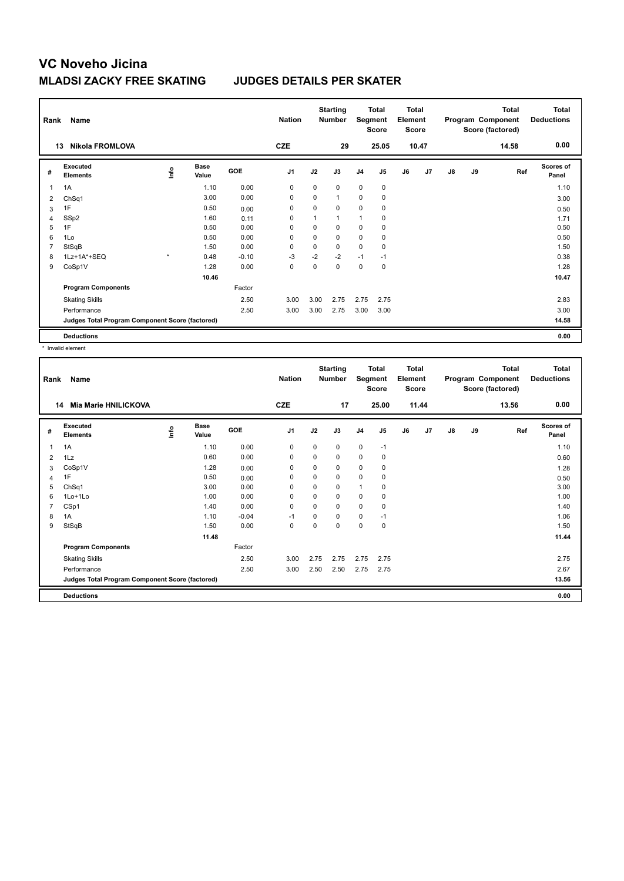# VC Noveho Jicina

## MLADSI ZACKY FREE SKATING JUDGES DETAILS PER SKATER

| Rank | Name | Nation | Starting Number | Total Segment Score | Total Element Score | Total Program Component Score (factored) | Total Deductions |
|---|---|---|---|---|---|---|---|
| 13 | Nikola FROMLOVA | CZE | 29 | 25.05 | 10.47 | 14.58 | 0.00 |

| # | Executed Elements | Info | Base Value | GOE | J1 | J2 | J3 | J4 | J5 | J6 | J7 | J8 | J9 | Ref | Scores of Panel |
|---|---|---|---|---|---|---|---|---|---|---|---|---|---|---|---|
| 1 | 1A | | 1.10 | 0.00 | 0 | 0 | 0 | 0 | 0 | | | | | | 1.10 |
| 2 | ChSq1 | | 3.00 | 0.00 | 0 | 0 | 1 | 0 | 0 | | | | | | 3.00 |
| 3 | 1F | | 0.50 | 0.00 | 0 | 0 | 0 | 0 | 0 | | | | | | 0.50 |
| 4 | SSp2 | | 1.60 | 0.11 | 0 | 1 | 1 | 1 | 0 | | | | | | 1.71 |
| 5 | 1F | | 0.50 | 0.00 | 0 | 0 | 0 | 0 | 0 | | | | | | 0.50 |
| 6 | 1Lo | | 0.50 | 0.00 | 0 | 0 | 0 | 0 | 0 | | | | | | 0.50 |
| 7 | StSqB | | 1.50 | 0.00 | 0 | 0 | 0 | 0 | 0 | | | | | | 1.50 |
| 8 | 1Lz+1A*+SEQ | * | 0.48 | -0.10 | -3 | -2 | -2 | -1 | -1 | | | | | | 0.38 |
| 9 | CoSp1V | | 1.28 | 0.00 | 0 | 0 | 0 | 0 | 0 | | | | | | 1.28 |
| | | | 10.46 | | | | | | | | | | | | 10.47 |
| | Program Components | | | Factor | | | | | | | | | | | |
| | Skating Skills | | | 2.50 | 3.00 | 3.00 | 2.75 | 2.75 | 2.75 | | | | | | 2.83 |
| | Performance | | | 2.50 | 3.00 | 3.00 | 2.75 | 3.00 | 3.00 | | | | | | 3.00 |
| | Judges Total Program Component Score (factored) | | | | | | | | | | | | | | 14.58 |
| | Deductions | | | | | | | | | | | | | | 0.00 |

\* Invalid element

| Rank | Name | Nation | Starting Number | Total Segment Score | Total Element Score | Total Program Component Score (factored) | Total Deductions |
|---|---|---|---|---|---|---|---|
| 14 | Mia Marie HNILICKOVA | CZE | 17 | 25.00 | 11.44 | 13.56 | 0.00 |

| # | Executed Elements | Info | Base Value | GOE | J1 | J2 | J3 | J4 | J5 | J6 | J7 | J8 | J9 | Ref | Scores of Panel |
|---|---|---|---|---|---|---|---|---|---|---|---|---|---|---|---|
| 1 | 1A | | 1.10 | 0.00 | 0 | 0 | 0 | 0 | -1 | | | | | | 1.10 |
| 2 | 1Lz | | 0.60 | 0.00 | 0 | 0 | 0 | 0 | 0 | | | | | | 0.60 |
| 3 | CoSp1V | | 1.28 | 0.00 | 0 | 0 | 0 | 0 | 0 | | | | | | 1.28 |
| 4 | 1F | | 0.50 | 0.00 | 0 | 0 | 0 | 0 | 0 | | | | | | 0.50 |
| 5 | ChSq1 | | 3.00 | 0.00 | 0 | 0 | 0 | 1 | 0 | | | | | | 3.00 |
| 6 | 1Lo+1Lo | | 1.00 | 0.00 | 0 | 0 | 0 | 0 | 0 | | | | | | 1.00 |
| 7 | CSp1 | | 1.40 | 0.00 | 0 | 0 | 0 | 0 | 0 | | | | | | 1.40 |
| 8 | 1A | | 1.10 | -0.04 | -1 | 0 | 0 | 0 | -1 | | | | | | 1.06 |
| 9 | StSqB | | 1.50 | 0.00 | 0 | 0 | 0 | 0 | 0 | | | | | | 1.50 |
| | | | 11.48 | | | | | | | | | | | | 11.44 |
| | Program Components | | | Factor | | | | | | | | | | | |
| | Skating Skills | | | 2.50 | 3.00 | 2.75 | 2.75 | 2.75 | 2.75 | | | | | | 2.75 |
| | Performance | | | 2.50 | 3.00 | 2.50 | 2.50 | 2.75 | 2.75 | | | | | | 2.67 |
| | Judges Total Program Component Score (factored) | | | | | | | | | | | | | | 13.56 |
| | Deductions | | | | | | | | | | | | | | 0.00 |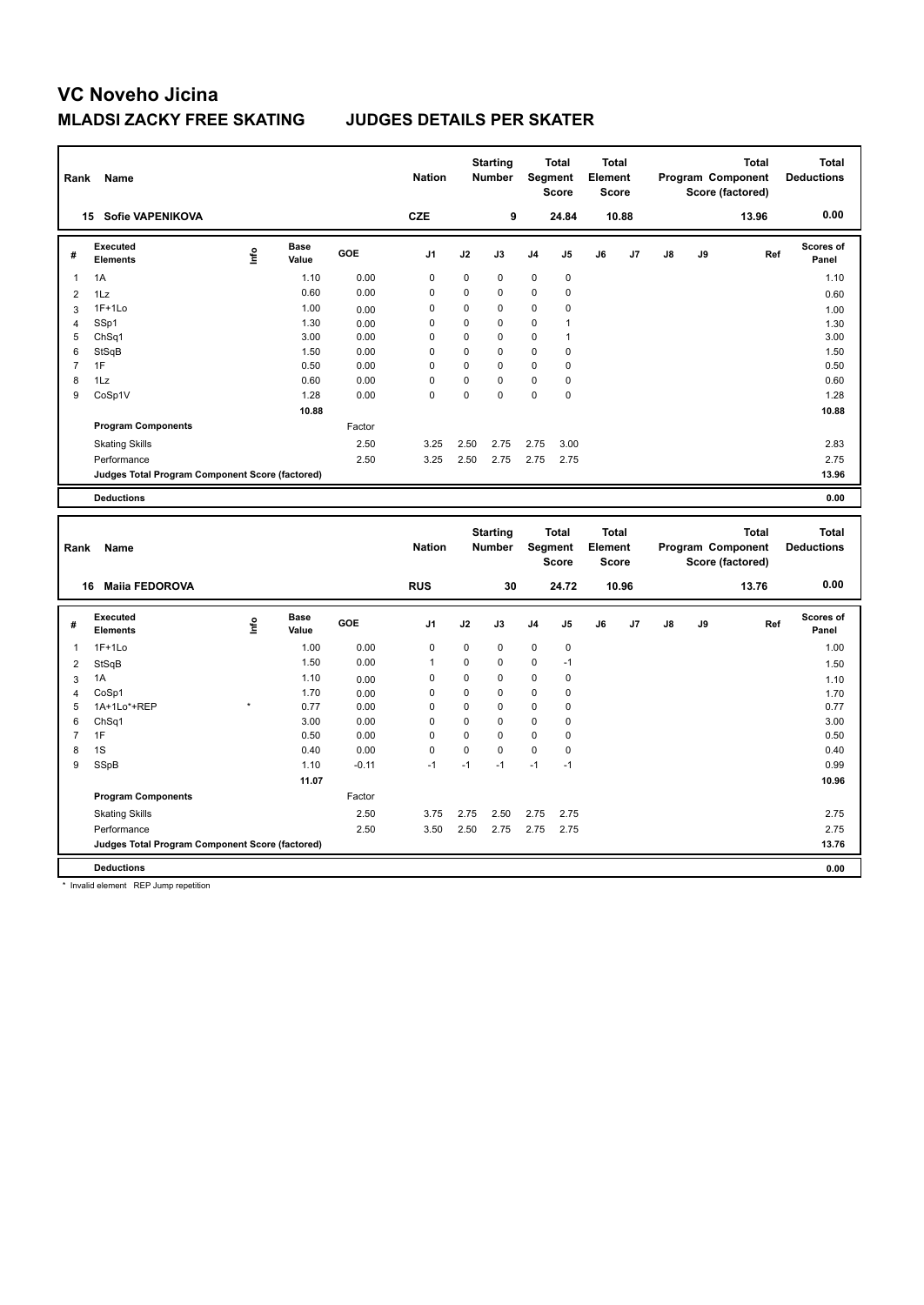# VC Noveho Jicina

## MLADSI ZACKY FREE SKATING JUDGES DETAILS PER SKATER

| Rank | Name | Nation | Starting Number | Total Segment Score | Total Element Score | Total Program Component Score (factored) | Total Deductions |
|---|---|---|---|---|---|---|---|
| 15 | Sofie VAPENIKOVA | CZE | 9 | 24.84 | 10.88 | 13.96 | 0.00 |

| # | Executed Elements | Info | Base Value | GOE | J1 | J2 | J3 | J4 | J5 | J6 | J7 | J8 | J9 | Ref | Scores of Panel |
|---|---|---|---|---|---|---|---|---|---|---|---|---|---|---|---|
| 1 | 1A | | 1.10 | 0.00 | 0 | 0 | 0 | 0 | 0 | | | | | | 1.10 |
| 2 | 1Lz | | 0.60 | 0.00 | 0 | 0 | 0 | 0 | 0 | | | | | | 0.60 |
| 3 | 1F+1Lo | | 1.00 | 0.00 | 0 | 0 | 0 | 0 | 0 | | | | | | 1.00 |
| 4 | SSp1 | | 1.30 | 0.00 | 0 | 0 | 0 | 0 | 1 | | | | | | 1.30 |
| 5 | ChSq1 | | 3.00 | 0.00 | 0 | 0 | 0 | 0 | 1 | | | | | | 3.00 |
| 6 | StSqB | | 1.50 | 0.00 | 0 | 0 | 0 | 0 | 0 | | | | | | 1.50 |
| 7 | 1F | | 0.50 | 0.00 | 0 | 0 | 0 | 0 | 0 | | | | | | 0.50 |
| 8 | 1Lz | | 0.60 | 0.00 | 0 | 0 | 0 | 0 | 0 | | | | | | 0.60 |
| 9 | CoSp1V | | 1.28 | 0.00 | 0 | 0 | 0 | 0 | 0 | | | | | | 1.28 |
| | | | 10.88 | | | | | | | | | | | | 10.88 |
| | **Program Components** | | | Factor | | | | | | | | | | | |
| | Skating Skills | | | 2.50 | 3.25 | 2.50 | 2.75 | 2.75 | 3.00 | | | | | | 2.83 |
| | Performance | | | 2.50 | 3.25 | 2.50 | 2.75 | 2.75 | 2.75 | | | | | | 2.75 |
| | **Judges Total Program Component Score (factored)** | | | | | | | | | | | | | | 13.96 |
| | **Deductions** | | | | | | | | | | | | | | 0.00 |

| Rank | Name | Nation | Starting Number | Total Segment Score | Total Element Score | Total Program Component Score (factored) | Total Deductions |
|---|---|---|---|---|---|---|---|
| 16 | Maiia FEDOROVA | RUS | 30 | 24.72 | 10.96 | 13.76 | 0.00 |

| # | Executed Elements | Info | Base Value | GOE | J1 | J2 | J3 | J4 | J5 | J6 | J7 | J8 | J9 | Ref | Scores of Panel |
|---|---|---|---|---|---|---|---|---|---|---|---|---|---|---|---|
| 1 | 1F+1Lo | | 1.00 | 0.00 | 0 | 0 | 0 | 0 | 0 | | | | | | 1.00 |
| 2 | StSqB | | 1.50 | 0.00 | 1 | 0 | 0 | 0 | -1 | | | | | | 1.50 |
| 3 | 1A | | 1.10 | 0.00 | 0 | 0 | 0 | 0 | 0 | | | | | | 1.10 |
| 4 | CoSp1 | | 1.70 | 0.00 | 0 | 0 | 0 | 0 | 0 | | | | | | 1.70 |
| 5 | 1A+1Lo*+REP | * | 0.77 | 0.00 | 0 | 0 | 0 | 0 | 0 | | | | | | 0.77 |
| 6 | ChSq1 | | 3.00 | 0.00 | 0 | 0 | 0 | 0 | 0 | | | | | | 3.00 |
| 7 | 1F | | 0.50 | 0.00 | 0 | 0 | 0 | 0 | 0 | | | | | | 0.50 |
| 8 | 1S | | 0.40 | 0.00 | 0 | 0 | 0 | 0 | 0 | | | | | | 0.40 |
| 9 | SSpB | | 1.10 | -0.11 | -1 | -1 | -1 | -1 | -1 | | | | | | 0.99 |
| | | | 11.07 | | | | | | | | | | | | 10.96 |
| | **Program Components** | | | Factor | | | | | | | | | | | |
| | Skating Skills | | | 2.50 | 3.75 | 2.75 | 2.50 | 2.75 | 2.75 | | | | | | 2.75 |
| | Performance | | | 2.50 | 3.50 | 2.50 | 2.75 | 2.75 | 2.75 | | | | | | 2.75 |
| | **Judges Total Program Component Score (factored)** | | | | | | | | | | | | | | 13.76 |
| | **Deductions** | | | | | | | | | | | | | | 0.00 |

* Invalid element REP Jump repetition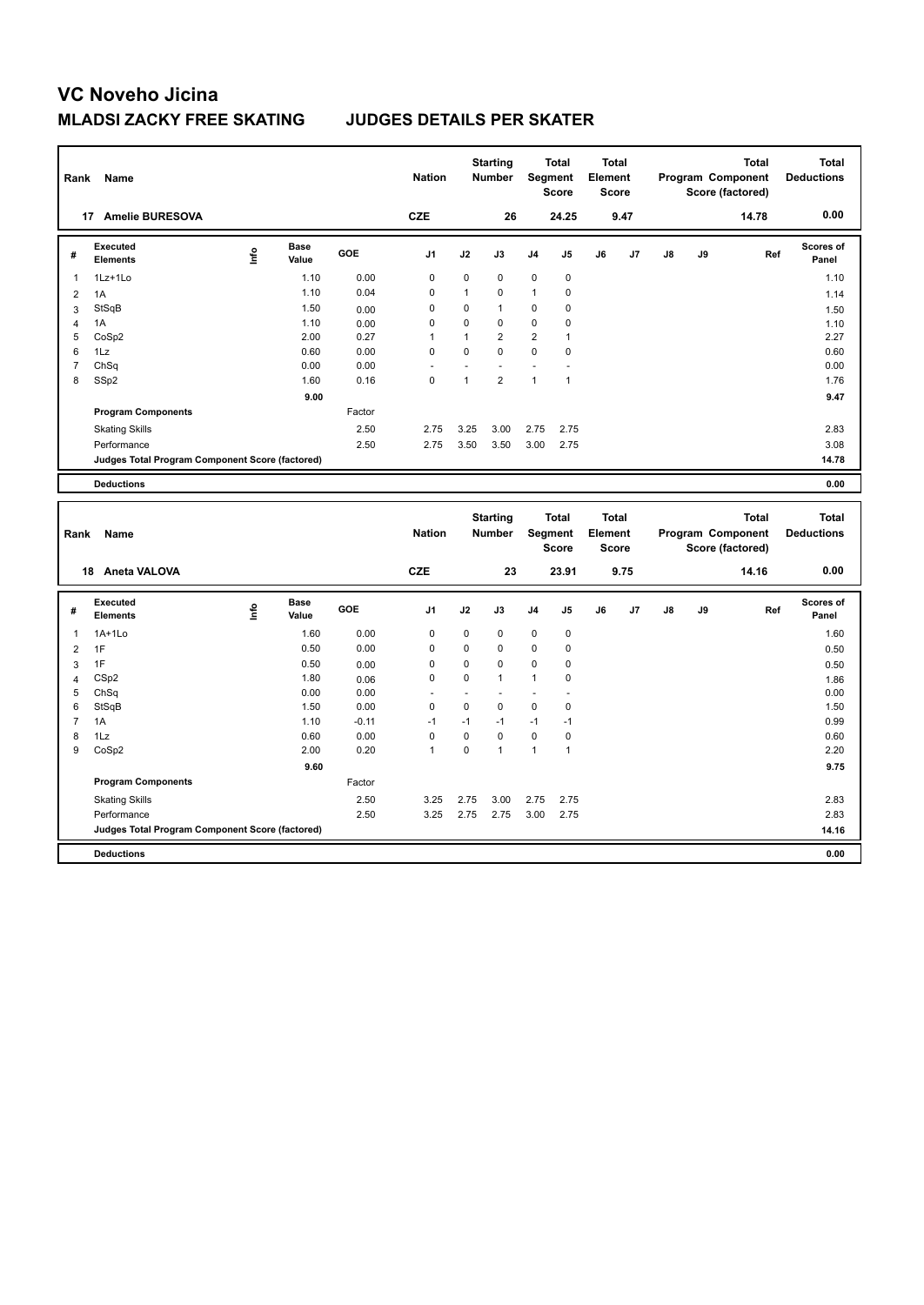# VC Noveho Jicina

## MLADSI ZACKY FREE SKATING JUDGES DETAILS PER SKATER

| Rank | Name | Nation | Starting Number | Total Segment Score | Total Element Score | Total Program Component Score (factored) | Total Deductions |
|---|---|---|---|---|---|---|---|
| 17 | Amelie BURESOVA | CZE | 26 | 24.25 | 9.47 | 14.78 | 0.00 |

| # | Executed Elements | Info | Base Value | GOE | J1 | J2 | J3 | J4 | J5 | J6 | J7 | J8 | J9 | Ref | Scores of Panel |
|---|---|---|---|---|---|---|---|---|---|---|---|---|---|---|---|
| 1 | 1Lz+1Lo | | 1.10 | 0.00 | 0 | 0 | 0 | 0 | 0 | | | | | | 1.10 |
| 2 | 1A | | 1.10 | 0.04 | 0 | 1 | 0 | 1 | 0 | | | | | | 1.14 |
| 3 | StSqB | | 1.50 | 0.00 | 0 | 0 | 1 | 0 | 0 | | | | | | 1.50 |
| 4 | 1A | | 1.10 | 0.00 | 0 | 0 | 0 | 0 | 0 | | | | | | 1.10 |
| 5 | CoSp2 | | 2.00 | 0.27 | 1 | 1 | 2 | 2 | 1 | | | | | | 2.27 |
| 6 | 1Lz | | 0.60 | 0.00 | 0 | 0 | 0 | 0 | 0 | | | | | | 0.60 |
| 7 | ChSq | | 0.00 | 0.00 | - | - | - | - | - | | | | | | 0.00 |
| 8 | SSp2 | | 1.60 | 0.16 | 0 | 1 | 2 | 1 | 1 | | | | | | 1.76 |
| | | | 9.00 | | | | | | | | | | | | 9.47 |
| | **Program Components** | | | Factor | | | | | | | | | | | |
| | Skating Skills | | | 2.50 | 2.75 | 3.25 | 3.00 | 2.75 | 2.75 | | | | | | 2.83 |
| | Performance | | | 2.50 | 2.75 | 3.50 | 3.50 | 3.00 | 2.75 | | | | | | 3.08 |
| | **Judges Total Program Component Score (factored)** | | | | | | | | | | | | | | **14.78** |
| | **Deductions** | | | | | | | | | | | | | | **0.00** |

| Rank | Name | Nation | Starting Number | Total Segment Score | Total Element Score | Total Program Component Score (factored) | Total Deductions |
|---|---|---|---|---|---|---|---|
| 18 | Aneta VALOVA | CZE | 23 | 23.91 | 9.75 | 14.16 | 0.00 |

| # | Executed Elements | Info | Base Value | GOE | J1 | J2 | J3 | J4 | J5 | J6 | J7 | J8 | J9 | Ref | Scores of Panel |
|---|---|---|---|---|---|---|---|---|---|---|---|---|---|---|---|
| 1 | 1A+1Lo | | 1.60 | 0.00 | 0 | 0 | 0 | 0 | 0 | | | | | | 1.60 |
| 2 | 1F | | 0.50 | 0.00 | 0 | 0 | 0 | 0 | 0 | | | | | | 0.50 |
| 3 | 1F | | 0.50 | 0.00 | 0 | 0 | 0 | 0 | 0 | | | | | | 0.50 |
| 4 | CSp2 | | 1.80 | 0.06 | 0 | 0 | 1 | 1 | 0 | | | | | | 1.86 |
| 5 | ChSq | | 0.00 | 0.00 | - | - | - | - | - | | | | | | 0.00 |
| 6 | StSqB | | 1.50 | 0.00 | 0 | 0 | 0 | 0 | 0 | | | | | | 1.50 |
| 7 | 1A | | 1.10 | -0.11 | -1 | -1 | -1 | -1 | -1 | | | | | | 0.99 |
| 8 | 1Lz | | 0.60 | 0.00 | 0 | 0 | 0 | 0 | 0 | | | | | | 0.60 |
| 9 | CoSp2 | | 2.00 | 0.20 | 1 | 0 | 1 | 1 | 1 | | | | | | 2.20 |
| | | | 9.60 | | | | | | | | | | | | 9.75 |
| | **Program Components** | | | Factor | | | | | | | | | | | |
| | Skating Skills | | | 2.50 | 3.25 | 2.75 | 3.00 | 2.75 | 2.75 | | | | | | 2.83 |
| | Performance | | | 2.50 | 3.25 | 2.75 | 2.75 | 3.00 | 2.75 | | | | | | 2.83 |
| | **Judges Total Program Component Score (factored)** | | | | | | | | | | | | | | **14.16** |
| | **Deductions** | | | | | | | | | | | | | | **0.00** |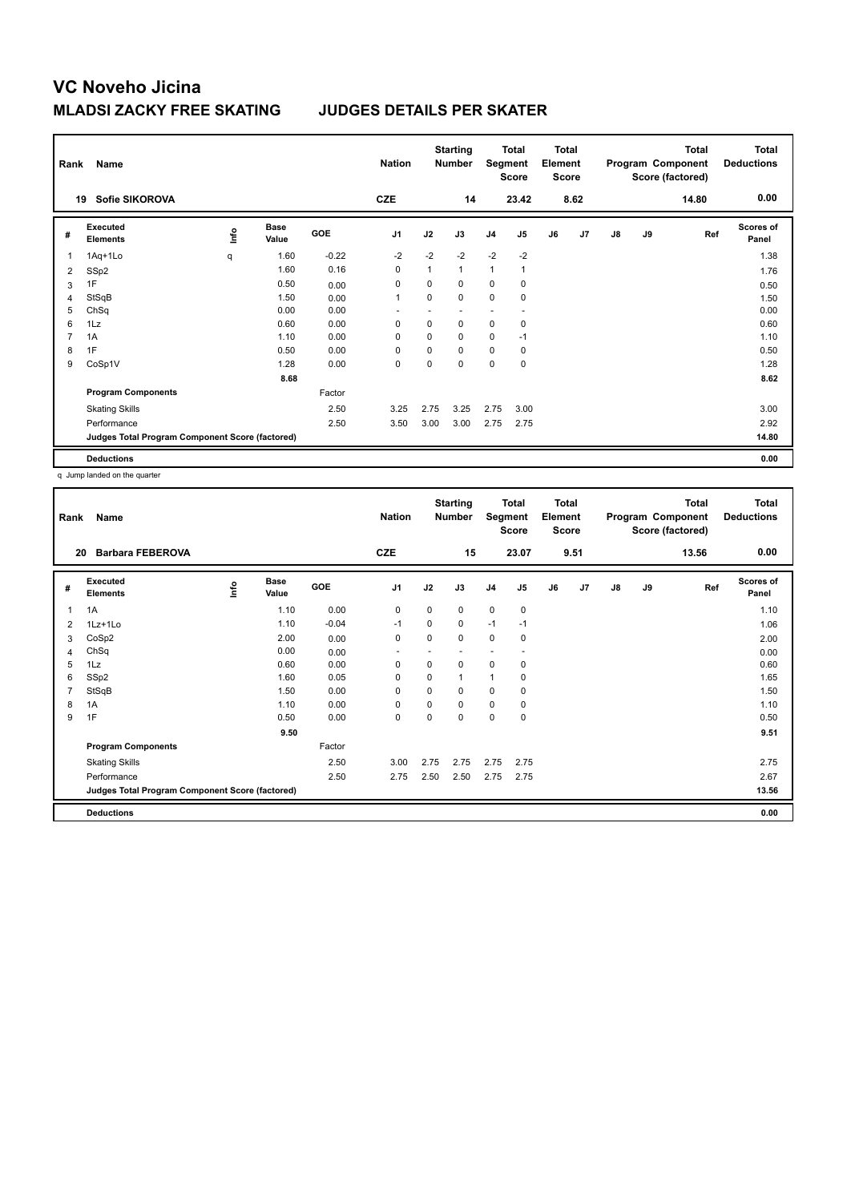# VC Noveho Jicina

## MLADSI ZACKY FREE SKATING — JUDGES DETAILS PER SKATER

| Rank | Name | Nation | Starting Number | Total Segment Score | Total Element Score | Total Program Component Score (factored) | Total Deductions |
|---|---|---|---|---|---|---|---|
| 19 | Sofie SIKOROVA | CZE | 14 | 23.42 | 8.62 | 14.80 | 0.00 |

| # | Executed Elements | Info | Base Value | GOE | J1 | J2 | J3 | J4 | J5 | J6 | J7 | J8 | J9 | Ref | Scores of Panel |
|---|---|---|---|---|---|---|---|---|---|---|---|---|---|---|---|
| 1 | 1Aq+1Lo | q | 1.60 | -0.22 | -2 | -2 | -2 | -2 | -2 | | | | | | 1.38 |
| 2 | SSp2 | | 1.60 | 0.16 | 0 | 1 | 1 | 1 | 1 | | | | | | 1.76 |
| 3 | 1F | | 0.50 | 0.00 | 0 | 0 | 0 | 0 | 0 | | | | | | 0.50 |
| 4 | StSqB | | 1.50 | 0.00 | 1 | 0 | 0 | 0 | 0 | | | | | | 1.50 |
| 5 | ChSq | | 0.00 | 0.00 | - | - | - | - | - | | | | | | 0.00 |
| 6 | 1Lz | | 0.60 | 0.00 | 0 | 0 | 0 | 0 | 0 | | | | | | 0.60 |
| 7 | 1A | | 1.10 | 0.00 | 0 | 0 | 0 | 0 | -1 | | | | | | 1.10 |
| 8 | 1F | | 0.50 | 0.00 | 0 | 0 | 0 | 0 | 0 | | | | | | 0.50 |
| 9 | CoSp1V | | 1.28 | 0.00 | 0 | 0 | 0 | 0 | 0 | | | | | | 1.28 |
| | | | 8.68 | | | | | | | | | | | | 8.62 |
| | **Program Components** | | | Factor | | | | | | | | | | | |
| | Skating Skills | | | 2.50 | 3.25 | 2.75 | 3.25 | 2.75 | 3.00 | | | | | | 3.00 |
| | Performance | | | 2.50 | 3.50 | 3.00 | 3.00 | 2.75 | 2.75 | | | | | | 2.92 |
| | **Judges Total Program Component Score (factored)** | | | | | | | | | | | | | | 14.80 |
| | **Deductions** | | | | | | | | | | | | | | 0.00 |

q Jump landed on the quarter

| Rank | Name | Nation | Starting Number | Total Segment Score | Total Element Score | Total Program Component Score (factored) | Total Deductions |
|---|---|---|---|---|---|---|---|
| 20 | Barbara FEBEROVA | CZE | 15 | 23.07 | 9.51 | 13.56 | 0.00 |

| # | Executed Elements | Info | Base Value | GOE | J1 | J2 | J3 | J4 | J5 | J6 | J7 | J8 | J9 | Ref | Scores of Panel |
|---|---|---|---|---|---|---|---|---|---|---|---|---|---|---|---|
| 1 | 1A | | 1.10 | 0.00 | 0 | 0 | 0 | 0 | 0 | | | | | | 1.10 |
| 2 | 1Lz+1Lo | | 1.10 | -0.04 | -1 | 0 | 0 | -1 | -1 | | | | | | 1.06 |
| 3 | CoSp2 | | 2.00 | 0.00 | 0 | 0 | 0 | 0 | 0 | | | | | | 2.00 |
| 4 | ChSq | | 0.00 | 0.00 | - | - | - | - | - | | | | | | 0.00 |
| 5 | 1Lz | | 0.60 | 0.00 | 0 | 0 | 0 | 0 | 0 | | | | | | 0.60 |
| 6 | SSp2 | | 1.60 | 0.05 | 0 | 0 | 1 | 1 | 0 | | | | | | 1.65 |
| 7 | StSqB | | 1.50 | 0.00 | 0 | 0 | 0 | 0 | 0 | | | | | | 1.50 |
| 8 | 1A | | 1.10 | 0.00 | 0 | 0 | 0 | 0 | 0 | | | | | | 1.10 |
| 9 | 1F | | 0.50 | 0.00 | 0 | 0 | 0 | 0 | 0 | | | | | | 0.50 |
| | | | 9.50 | | | | | | | | | | | | 9.51 |
| | **Program Components** | | | Factor | | | | | | | | | | | |
| | Skating Skills | | | 2.50 | 3.00 | 2.75 | 2.75 | 2.75 | 2.75 | | | | | | 2.75 |
| | Performance | | | 2.50 | 2.75 | 2.50 | 2.50 | 2.75 | 2.75 | | | | | | 2.67 |
| | **Judges Total Program Component Score (factored)** | | | | | | | | | | | | | | 13.56 |
| | **Deductions** | | | | | | | | | | | | | | 0.00 |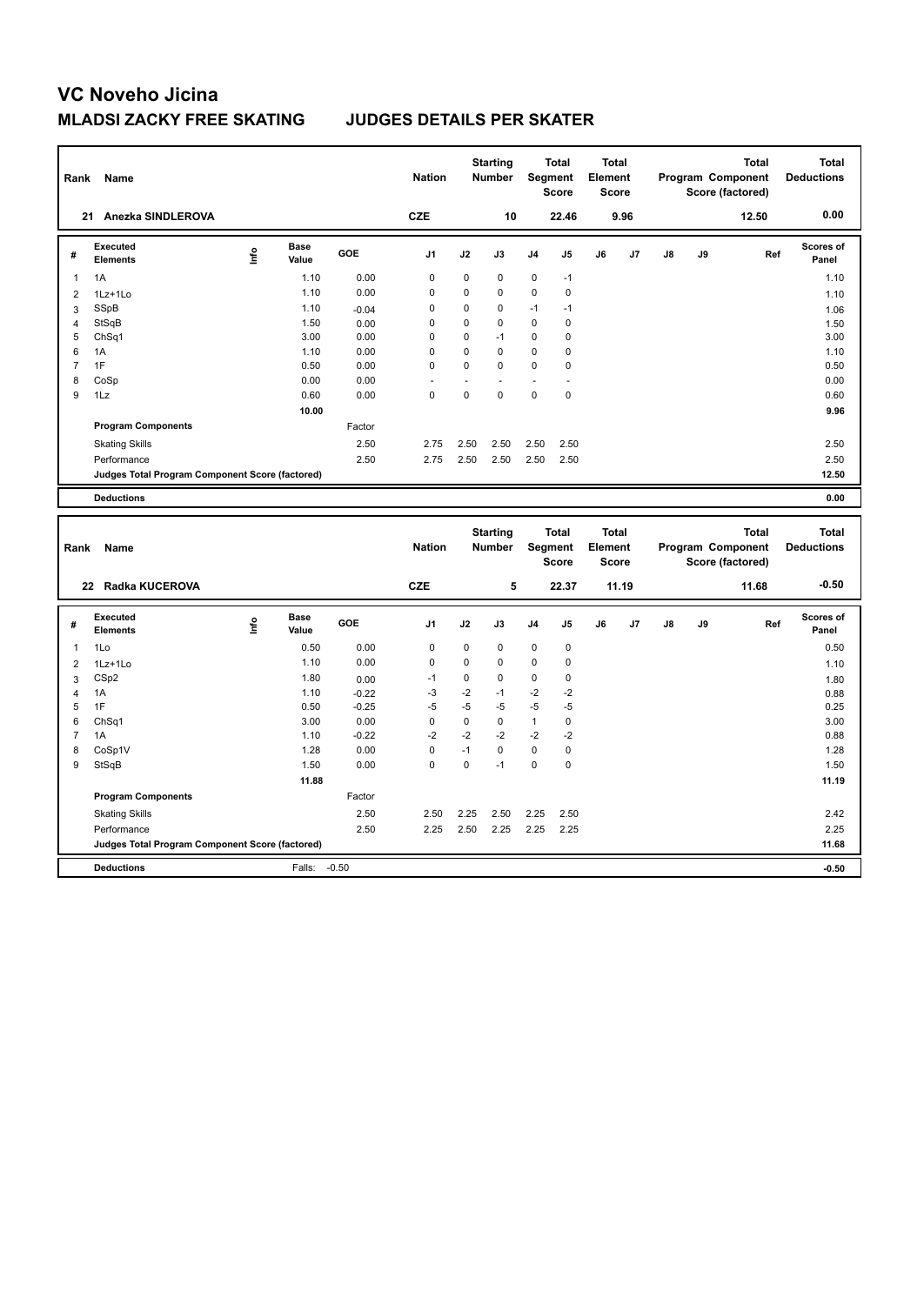# VC Noveho Jicina

## MLADSI ZACKY FREE SKATING JUDGES DETAILS PER SKATER

| Rank | Name | Nation | Starting Number | Total Segment Score | Total Element Score | Total Program Component Score (factored) | Total Deductions |
|---|---|---|---|---|---|---|---|
| 21 | Anezka SINDLEROVA | CZE | 10 | 22.46 | 9.96 | 12.50 | 0.00 |

| # | Executed Elements | Info | Base Value | GOE | J1 | J2 | J3 | J4 | J5 | J6 | J7 | J8 | J9 | Ref | Scores of Panel |
|---|---|---|---|---|---|---|---|---|---|---|---|---|---|---|---|
| 1 | 1A | | 1.10 | 0.00 | 0 | 0 | 0 | 0 | -1 | | | | | | 1.10 |
| 2 | 1Lz+1Lo | | 1.10 | 0.00 | 0 | 0 | 0 | 0 | 0 | | | | | | 1.10 |
| 3 | SSpB | | 1.10 | -0.04 | 0 | 0 | 0 | -1 | -1 | | | | | | 1.06 |
| 4 | StSqB | | 1.50 | 0.00 | 0 | 0 | 0 | 0 | 0 | | | | | | 1.50 |
| 5 | ChSq1 | | 3.00 | 0.00 | 0 | 0 | -1 | 0 | 0 | | | | | | 3.00 |
| 6 | 1A | | 1.10 | 0.00 | 0 | 0 | 0 | 0 | 0 | | | | | | 1.10 |
| 7 | 1F | | 0.50 | 0.00 | 0 | 0 | 0 | 0 | 0 | | | | | | 0.50 |
| 8 | CoSp | | 0.00 | 0.00 | - | - | - | - | - | | | | | | 0.00 |
| 9 | 1Lz | | 0.60 | 0.00 | 0 | 0 | 0 | 0 | 0 | | | | | | 0.60 |
| | | | 10.00 | | | | | | | | | | | | 9.96 |
| | **Program Components** | | | Factor | | | | | | | | | | | |
| | Skating Skills | | | 2.50 | 2.75 | 2.50 | 2.50 | 2.50 | 2.50 | | | | | | 2.50 |
| | Performance | | | 2.50 | 2.75 | 2.50 | 2.50 | 2.50 | 2.50 | | | | | | 2.50 |
| | **Judges Total Program Component Score (factored)** | | | | | | | | | | | | | | 12.50 |
| | **Deductions** | | | | | | | | | | | | | | 0.00 |

| Rank | Name | Nation | Starting Number | Total Segment Score | Total Element Score | Total Program Component Score (factored) | Total Deductions |
|---|---|---|---|---|---|---|---|
| 22 | Radka KUCEROVA | CZE | 5 | 22.37 | 11.19 | 11.68 | -0.50 |

| # | Executed Elements | Info | Base Value | GOE | J1 | J2 | J3 | J4 | J5 | J6 | J7 | J8 | J9 | Ref | Scores of Panel |
|---|---|---|---|---|---|---|---|---|---|---|---|---|---|---|---|
| 1 | 1Lo | | 0.50 | 0.00 | 0 | 0 | 0 | 0 | 0 | | | | | | 0.50 |
| 2 | 1Lz+1Lo | | 1.10 | 0.00 | 0 | 0 | 0 | 0 | 0 | | | | | | 1.10 |
| 3 | CSp2 | | 1.80 | 0.00 | -1 | 0 | 0 | 0 | 0 | | | | | | 1.80 |
| 4 | 1A | | 1.10 | -0.22 | -3 | -2 | -1 | -2 | -2 | | | | | | 0.88 |
| 5 | 1F | | 0.50 | -0.25 | -5 | -5 | -5 | -5 | -5 | | | | | | 0.25 |
| 6 | ChSq1 | | 3.00 | 0.00 | 0 | 0 | 0 | 1 | 0 | | | | | | 3.00 |
| 7 | 1A | | 1.10 | -0.22 | -2 | -2 | -2 | -2 | -2 | | | | | | 0.88 |
| 8 | CoSp1V | | 1.28 | 0.00 | 0 | -1 | 0 | 0 | 0 | | | | | | 1.28 |
| 9 | StSqB | | 1.50 | 0.00 | 0 | 0 | -1 | 0 | 0 | | | | | | 1.50 |
| | | | 11.88 | | | | | | | | | | | | 11.19 |
| | **Program Components** | | | Factor | | | | | | | | | | | |
| | Skating Skills | | | 2.50 | 2.50 | 2.25 | 2.50 | 2.25 | 2.50 | | | | | | 2.42 |
| | Performance | | | 2.50 | 2.25 | 2.50 | 2.25 | 2.25 | 2.25 | | | | | | 2.25 |
| | **Judges Total Program Component Score (factored)** | | | | | | | | | | | | | | 11.68 |
| | **Deductions** | | Falls: | -0.50 | | | | | | | | | | | -0.50 |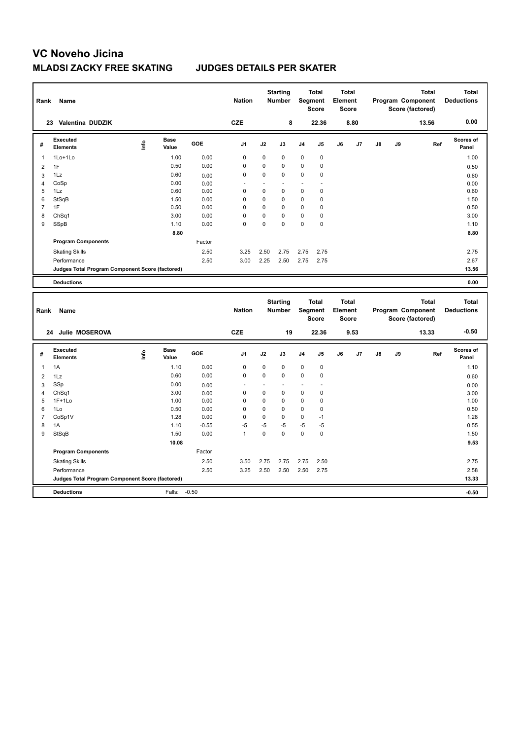# VC Noveho Jicina

## MLADSI ZACKY FREE SKATING JUDGES DETAILS PER SKATER

| Rank | Name | Nation | Starting Number | Total Segment Score | Total Element Score | Total Program Component Score (factored) | Total Deductions |
|---|---|---|---|---|---|---|---|
| 23 | Valentina DUDZIK | CZE | 8 | 22.36 | 8.80 | 13.56 | 0.00 |

| # | Executed Elements | Info | Base Value | GOE | J1 | J2 | J3 | J4 | J5 | J6 | J7 | J8 | J9 | Ref | Scores of Panel |
|---|---|---|---|---|---|---|---|---|---|---|---|---|---|---|---|
| 1 | 1Lo+1Lo | | 1.00 | 0.00 | 0 | 0 | 0 | 0 | 0 | | | | | | 1.00 |
| 2 | 1F | | 0.50 | 0.00 | 0 | 0 | 0 | 0 | 0 | | | | | | 0.50 |
| 3 | 1Lz | | 0.60 | 0.00 | 0 | 0 | 0 | 0 | 0 | | | | | | 0.60 |
| 4 | CoSp | | 0.00 | 0.00 | - | - | - | - | - | | | | | | 0.00 |
| 5 | 1Lz | | 0.60 | 0.00 | 0 | 0 | 0 | 0 | 0 | | | | | | 0.60 |
| 6 | StSqB | | 1.50 | 0.00 | 0 | 0 | 0 | 0 | 0 | | | | | | 1.50 |
| 7 | 1F | | 0.50 | 0.00 | 0 | 0 | 0 | 0 | 0 | | | | | | 0.50 |
| 8 | ChSq1 | | 3.00 | 0.00 | 0 | 0 | 0 | 0 | 0 | | | | | | 3.00 |
| 9 | SSpB | | 1.10 | 0.00 | 0 | 0 | 0 | 0 | 0 | | | | | | 1.10 |
| | | | 8.80 | | | | | | | | | | | | 8.80 |
| | **Program Components** | | | Factor | | | | | | | | | | | |
| | Skating Skills | | | 2.50 | 3.25 | 2.50 | 2.75 | 2.75 | 2.75 | | | | | | 2.75 |
| | Performance | | | 2.50 | 3.00 | 2.25 | 2.50 | 2.75 | 2.75 | | | | | | 2.67 |
| | **Judges Total Program Component Score (factored)** | | | | | | | | | | | | | | 13.56 |
| | **Deductions** | | | | | | | | | | | | | | 0.00 |

| Rank | Name | Nation | Starting Number | Total Segment Score | Total Element Score | Total Program Component Score (factored) | Total Deductions |
|---|---|---|---|---|---|---|---|
| 24 | Julie MOSEROVA | CZE | 19 | 22.36 | 9.53 | 13.33 | -0.50 |

| # | Executed Elements | Info | Base Value | GOE | J1 | J2 | J3 | J4 | J5 | J6 | J7 | J8 | J9 | Ref | Scores of Panel |
|---|---|---|---|---|---|---|---|---|---|---|---|---|---|---|---|
| 1 | 1A | | 1.10 | 0.00 | 0 | 0 | 0 | 0 | 0 | | | | | | 1.10 |
| 2 | 1Lz | | 0.60 | 0.00 | 0 | 0 | 0 | 0 | 0 | | | | | | 0.60 |
| 3 | SSp | | 0.00 | 0.00 | - | - | - | - | - | | | | | | 0.00 |
| 4 | ChSq1 | | 3.00 | 0.00 | 0 | 0 | 0 | 0 | 0 | | | | | | 3.00 |
| 5 | 1F+1Lo | | 1.00 | 0.00 | 0 | 0 | 0 | 0 | 0 | | | | | | 1.00 |
| 6 | 1Lo | | 0.50 | 0.00 | 0 | 0 | 0 | 0 | 0 | | | | | | 0.50 |
| 7 | CoSp1V | | 1.28 | 0.00 | 0 | 0 | 0 | 0 | -1 | | | | | | 1.28 |
| 8 | 1A | | 1.10 | -0.55 | -5 | -5 | -5 | -5 | -5 | | | | | | 0.55 |
| 9 | StSqB | | 1.50 | 0.00 | 1 | 0 | 0 | 0 | 0 | | | | | | 1.50 |
| | | | 10.08 | | | | | | | | | | | | 9.53 |
| | **Program Components** | | | Factor | | | | | | | | | | | |
| | Skating Skills | | | 2.50 | 3.50 | 2.75 | 2.75 | 2.75 | 2.50 | | | | | | 2.75 |
| | Performance | | | 2.50 | 3.25 | 2.50 | 2.50 | 2.50 | 2.75 | | | | | | 2.58 |
| | **Judges Total Program Component Score (factored)** | | | | | | | | | | | | | | 13.33 |
| | **Deductions** | | Falls: | -0.50 | | | | | | | | | | | -0.50 |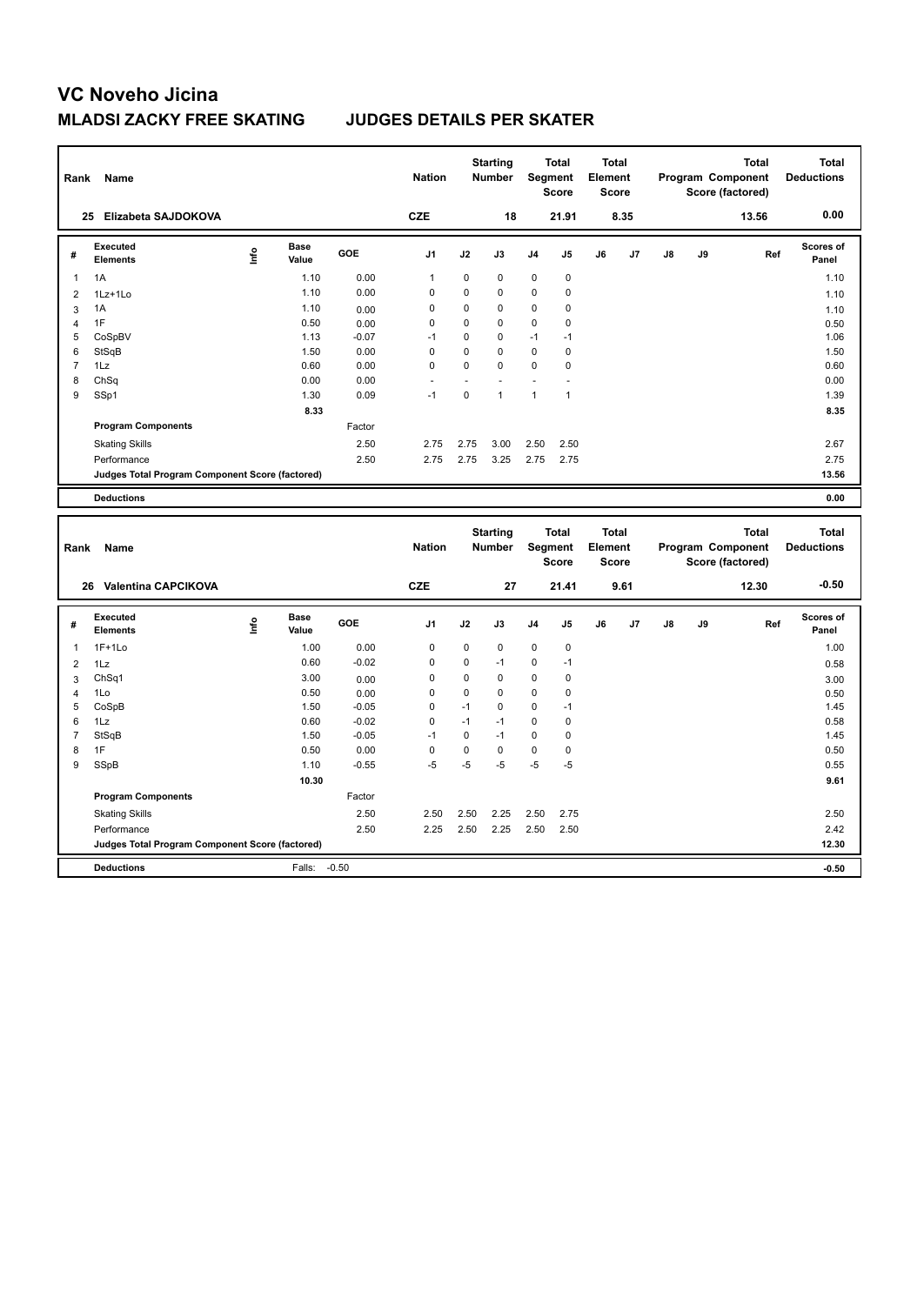# VC Noveho Jicina

## MLADSI ZACKY FREE SKATING JUDGES DETAILS PER SKATER

| Rank | Name | Nation | Starting Number | Total Segment Score | Total Element Score | Total Program Component Score (factored) | Total Deductions |
|---|---|---|---|---|---|---|---|
| 25 | Elizabeta SAJDOKOVA | CZE | 18 | 21.91 | 8.35 | 13.56 | 0.00 |

| # | Executed Elements | Info | Base Value | GOE | J1 | J2 | J3 | J4 | J5 | J6 | J7 | J8 | J9 | Ref | Scores of Panel |
|---|---|---|---|---|---|---|---|---|---|---|---|---|---|---|---|
| 1 | 1A | | 1.10 | 0.00 | 1 | 0 | 0 | 0 | 0 | | | | | | 1.10 |
| 2 | 1Lz+1Lo | | 1.10 | 0.00 | 0 | 0 | 0 | 0 | 0 | | | | | | 1.10 |
| 3 | 1A | | 1.10 | 0.00 | 0 | 0 | 0 | 0 | 0 | | | | | | 1.10 |
| 4 | 1F | | 0.50 | 0.00 | 0 | 0 | 0 | 0 | 0 | | | | | | 0.50 |
| 5 | CoSpBV | | 1.13 | -0.07 | -1 | 0 | 0 | -1 | -1 | | | | | | 1.06 |
| 6 | StSqB | | 1.50 | 0.00 | 0 | 0 | 0 | 0 | 0 | | | | | | 1.50 |
| 7 | 1Lz | | 0.60 | 0.00 | 0 | 0 | 0 | 0 | 0 | | | | | | 0.60 |
| 8 | ChSq | | 0.00 | 0.00 | - | - | - | - | - | | | | | | 0.00 |
| 9 | SSp1 | | 1.30 | 0.09 | -1 | 0 | 1 | 1 | 1 | | | | | | 1.39 |
| | | | 8.33 | | | | | | | | | | | | 8.35 |
| | **Program Components** | | | Factor | | | | | | | | | | | |
| | Skating Skills | | | 2.50 | 2.75 | 2.75 | 3.00 | 2.50 | 2.50 | | | | | | 2.67 |
| | Performance | | | 2.50 | 2.75 | 2.75 | 3.25 | 2.75 | 2.75 | | | | | | 2.75 |
| | **Judges Total Program Component Score (factored)** | | | | | | | | | | | | | | 13.56 |
| | **Deductions** | | | | | | | | | | | | | | 0.00 |

| Rank | Name | Nation | Starting Number | Total Segment Score | Total Element Score | Total Program Component Score (factored) | Total Deductions |
|---|---|---|---|---|---|---|---|
| 26 | Valentina CAPCIKOVA | CZE | 27 | 21.41 | 9.61 | 12.30 | -0.50 |

| # | Executed Elements | Info | Base Value | GOE | J1 | J2 | J3 | J4 | J5 | J6 | J7 | J8 | J9 | Ref | Scores of Panel |
|---|---|---|---|---|---|---|---|---|---|---|---|---|---|---|---|
| 1 | 1F+1Lo | | 1.00 | 0.00 | 0 | 0 | 0 | 0 | 0 | | | | | | 1.00 |
| 2 | 1Lz | | 0.60 | -0.02 | 0 | 0 | -1 | 0 | -1 | | | | | | 0.58 |
| 3 | ChSq1 | | 3.00 | 0.00 | 0 | 0 | 0 | 0 | 0 | | | | | | 3.00 |
| 4 | 1Lo | | 0.50 | 0.00 | 0 | 0 | 0 | 0 | 0 | | | | | | 0.50 |
| 5 | CoSpB | | 1.50 | -0.05 | 0 | -1 | 0 | 0 | -1 | | | | | | 1.45 |
| 6 | 1Lz | | 0.60 | -0.02 | 0 | -1 | -1 | 0 | 0 | | | | | | 0.58 |
| 7 | StSqB | | 1.50 | -0.05 | -1 | 0 | -1 | 0 | 0 | | | | | | 1.45 |
| 8 | 1F | | 0.50 | 0.00 | 0 | 0 | 0 | 0 | 0 | | | | | | 0.50 |
| 9 | SSpB | | 1.10 | -0.55 | -5 | -5 | -5 | -5 | -5 | | | | | | 0.55 |
| | | | 10.30 | | | | | | | | | | | | 9.61 |
| | **Program Components** | | | Factor | | | | | | | | | | | |
| | Skating Skills | | | 2.50 | 2.50 | 2.50 | 2.25 | 2.50 | 2.75 | | | | | | 2.50 |
| | Performance | | | 2.50 | 2.25 | 2.50 | 2.25 | 2.50 | 2.50 | | | | | | 2.42 |
| | **Judges Total Program Component Score (factored)** | | | | | | | | | | | | | | 12.30 |
| | **Deductions** | | Falls: | -0.50 | | | | | | | | | | | -0.50 |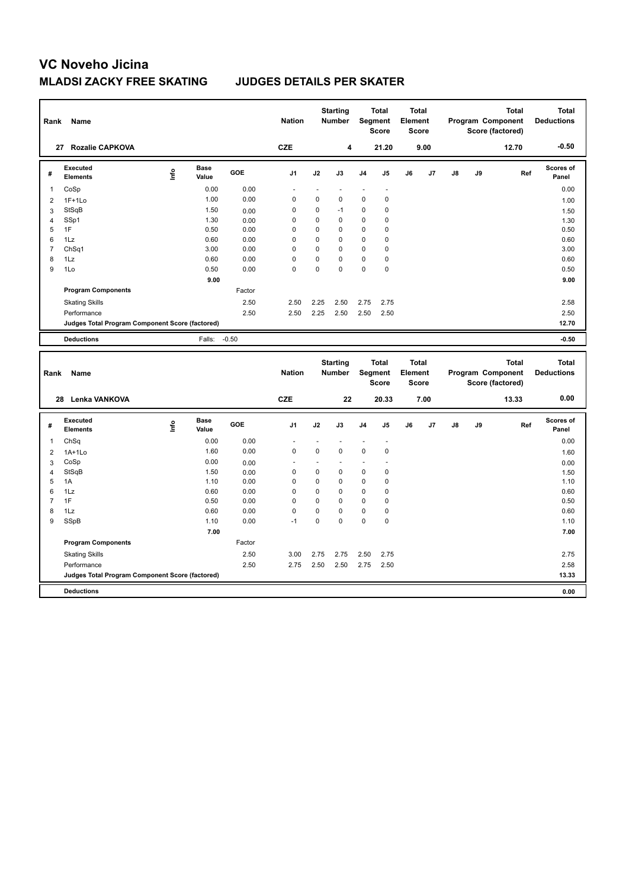# VC Noveho Jicina

## MLADSI ZACKY FREE SKATING JUDGES DETAILS PER SKATER

| Rank | Name | Nation | Starting Number | Total Segment Score | Total Element Score | Total Program Component Score (factored) | Total Deductions |
|---|---|---|---|---|---|---|---|
| 27 | Rozalie CAPKOVA | CZE | 4 | 21.20 | 9.00 | 12.70 | -0.50 |

| # | Executed Elements | Info | Base Value | GOE | J1 | J2 | J3 | J4 | J5 | J6 | J7 | J8 | J9 | Ref | Scores of Panel |
|---|---|---|---|---|---|---|---|---|---|---|---|---|---|---|---|
| 1 | CoSp | | 0.00 | 0.00 | - | - | - | - | - | | | | | | 0.00 |
| 2 | 1F+1Lo | | 1.00 | 0.00 | 0 | 0 | 0 | 0 | 0 | | | | | | 1.00 |
| 3 | StSqB | | 1.50 | 0.00 | 0 | 0 | -1 | 0 | 0 | | | | | | 1.50 |
| 4 | SSp1 | | 1.30 | 0.00 | 0 | 0 | 0 | 0 | 0 | | | | | | 1.30 |
| 5 | 1F | | 0.50 | 0.00 | 0 | 0 | 0 | 0 | 0 | | | | | | 0.50 |
| 6 | 1Lz | | 0.60 | 0.00 | 0 | 0 | 0 | 0 | 0 | | | | | | 0.60 |
| 7 | ChSq1 | | 3.00 | 0.00 | 0 | 0 | 0 | 0 | 0 | | | | | | 3.00 |
| 8 | 1Lz | | 0.60 | 0.00 | 0 | 0 | 0 | 0 | 0 | | | | | | 0.60 |
| 9 | 1Lo | | 0.50 | 0.00 | 0 | 0 | 0 | 0 | 0 | | | | | | 0.50 |
| | | | 9.00 | | | | | | | | | | | | 9.00 |
| | **Program Components** | | | Factor | | | | | | | | | | | |
| | Skating Skills | | | 2.50 | 2.50 | 2.25 | 2.50 | 2.75 | 2.75 | | | | | | 2.58 |
| | Performance | | | 2.50 | 2.50 | 2.25 | 2.50 | 2.50 | 2.50 | | | | | | 2.50 |
| | **Judges Total Program Component Score (factored)** | | | | | | | | | | | | | | 12.70 |
| | **Deductions** | | Falls: | -0.50 | | | | | | | | | | | -0.50 |

| Rank | Name | Nation | Starting Number | Total Segment Score | Total Element Score | Total Program Component Score (factored) | Total Deductions |
|---|---|---|---|---|---|---|---|
| 28 | Lenka VANKOVA | CZE | 22 | 20.33 | 7.00 | 13.33 | 0.00 |

| # | Executed Elements | Info | Base Value | GOE | J1 | J2 | J3 | J4 | J5 | J6 | J7 | J8 | J9 | Ref | Scores of Panel |
|---|---|---|---|---|---|---|---|---|---|---|---|---|---|---|---|
| 1 | ChSq | | 0.00 | 0.00 | - | - | - | - | - | | | | | | 0.00 |
| 2 | 1A+1Lo | | 1.60 | 0.00 | 0 | 0 | 0 | 0 | 0 | | | | | | 1.60 |
| 3 | CoSp | | 0.00 | 0.00 | - | - | - | - | - | | | | | | 0.00 |
| 4 | StSqB | | 1.50 | 0.00 | 0 | 0 | 0 | 0 | 0 | | | | | | 1.50 |
| 5 | 1A | | 1.10 | 0.00 | 0 | 0 | 0 | 0 | 0 | | | | | | 1.10 |
| 6 | 1Lz | | 0.60 | 0.00 | 0 | 0 | 0 | 0 | 0 | | | | | | 0.60 |
| 7 | 1F | | 0.50 | 0.00 | 0 | 0 | 0 | 0 | 0 | | | | | | 0.50 |
| 8 | 1Lz | | 0.60 | 0.00 | 0 | 0 | 0 | 0 | 0 | | | | | | 0.60 |
| 9 | SSpB | | 1.10 | 0.00 | -1 | 0 | 0 | 0 | 0 | | | | | | 1.10 |
| | | | 7.00 | | | | | | | | | | | | 7.00 |
| | **Program Components** | | | Factor | | | | | | | | | | | |
| | Skating Skills | | | 2.50 | 3.00 | 2.75 | 2.75 | 2.50 | 2.75 | | | | | | 2.75 |
| | Performance | | | 2.50 | 2.75 | 2.50 | 2.50 | 2.75 | 2.50 | | | | | | 2.58 |
| | **Judges Total Program Component Score (factored)** | | | | | | | | | | | | | | 13.33 |
| | **Deductions** | | | | | | | | | | | | | | 0.00 |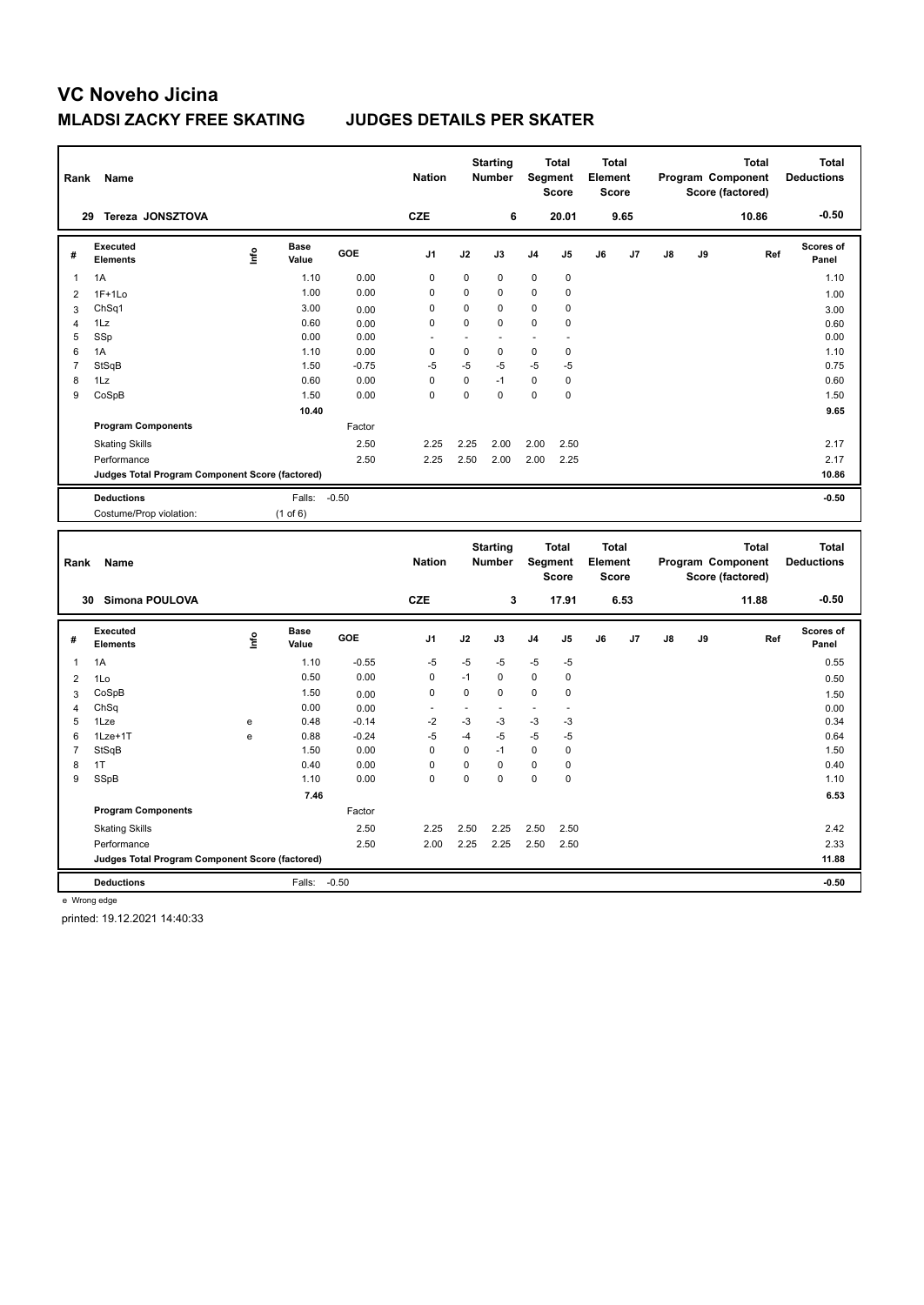# VC Noveho Jicina

## MLADSI ZACKY FREE SKATING JUDGES DETAILS PER SKATER

| Rank | Name | Nation | Starting Number | Total Segment Score | Total Element Score | Total Program Component Score (factored) | Total Deductions |
|---|---|---|---|---|---|---|---|
| 29 | Tereza JONSZTOVA | CZE | 6 | 20.01 | 9.65 | 10.86 | -0.50 |

| # | Executed Elements | Info | Base Value | GOE | J1 | J2 | J3 | J4 | J5 | J6 | J7 | J8 | J9 | Ref | Scores of Panel |
|---|---|---|---|---|---|---|---|---|---|---|---|---|---|---|---|
| 1 | 1A | | 1.10 | 0.00 | 0 | 0 | 0 | 0 | 0 | | | | | | 1.10 |
| 2 | 1F+1Lo | | 1.00 | 0.00 | 0 | 0 | 0 | 0 | 0 | | | | | | 1.00 |
| 3 | ChSq1 | | 3.00 | 0.00 | 0 | 0 | 0 | 0 | 0 | | | | | | 3.00 |
| 4 | 1Lz | | 0.60 | 0.00 | 0 | 0 | 0 | 0 | 0 | | | | | | 0.60 |
| 5 | SSp | | 0.00 | 0.00 | - | - | - | - | - | | | | | | 0.00 |
| 6 | 1A | | 1.10 | 0.00 | 0 | 0 | 0 | 0 | 0 | | | | | | 1.10 |
| 7 | StSqB | | 1.50 | -0.75 | -5 | -5 | -5 | -5 | -5 | | | | | | 0.75 |
| 8 | 1Lz | | 0.60 | 0.00 | 0 | 0 | -1 | 0 | 0 | | | | | | 0.60 |
| 9 | CoSpB | | 1.50 | 0.00 | 0 | 0 | 0 | 0 | 0 | | | | | | 1.50 |
| | | | 10.40 | | | | | | | | | | | | 9.65 |
| | **Program Components** | | | Factor | | | | | | | | | | | |
| | Skating Skills | | | 2.50 | 2.25 | 2.25 | 2.00 | 2.00 | 2.50 | | | | | | 2.17 |
| | Performance | | | 2.50 | 2.25 | 2.50 | 2.00 | 2.00 | 2.25 | | | | | | 2.17 |
| | **Judges Total Program Component Score (factored)** | | | | | | | | | | | | | | 10.86 |
| | **Deductions** | | Falls: | -0.50 | | | | | | | | | | | -0.50 |
| | Costume/Prop violation: | | (1 of 6) | | | | | | | | | | | | |

| Rank | Name | Nation | Starting Number | Total Segment Score | Total Element Score | Total Program Component Score (factored) | Total Deductions |
|---|---|---|---|---|---|---|---|
| 30 | Simona POULOVA | CZE | 3 | 17.91 | 6.53 | 11.88 | -0.50 |

| # | Executed Elements | Info | Base Value | GOE | J1 | J2 | J3 | J4 | J5 | J6 | J7 | J8 | J9 | Ref | Scores of Panel |
|---|---|---|---|---|---|---|---|---|---|---|---|---|---|---|---|
| 1 | 1A | | 1.10 | -0.55 | -5 | -5 | -5 | -5 | -5 | | | | | | 0.55 |
| 2 | 1Lo | | 0.50 | 0.00 | 0 | -1 | 0 | 0 | 0 | | | | | | 0.50 |
| 3 | CoSpB | | 1.50 | 0.00 | 0 | 0 | 0 | 0 | 0 | | | | | | 1.50 |
| 4 | ChSq | | 0.00 | 0.00 | - | - | - | - | - | | | | | | 0.00 |
| 5 | 1Lze | e | 0.48 | -0.14 | -2 | -3 | -3 | -3 | -3 | | | | | | 0.34 |
| 6 | 1Lze+1T | e | 0.88 | -0.24 | -5 | -4 | -5 | -5 | -5 | | | | | | 0.64 |
| 7 | StSqB | | 1.50 | 0.00 | 0 | 0 | -1 | 0 | 0 | | | | | | 1.50 |
| 8 | 1T | | 0.40 | 0.00 | 0 | 0 | 0 | 0 | 0 | | | | | | 0.40 |
| 9 | SSpB | | 1.10 | 0.00 | 0 | 0 | 0 | 0 | 0 | | | | | | 1.10 |
| | | | 7.46 | | | | | | | | | | | | 6.53 |
| | **Program Components** | | | Factor | | | | | | | | | | | |
| | Skating Skills | | | 2.50 | 2.25 | 2.50 | 2.25 | 2.50 | 2.50 | | | | | | 2.42 |
| | Performance | | | 2.50 | 2.00 | 2.25 | 2.25 | 2.50 | 2.50 | | | | | | 2.33 |
| | **Judges Total Program Component Score (factored)** | | | | | | | | | | | | | | 11.88 |
| | **Deductions** | | Falls: | -0.50 | | | | | | | | | | | -0.50 |

e Wrong edge

printed: 19.12.2021 14:40:33